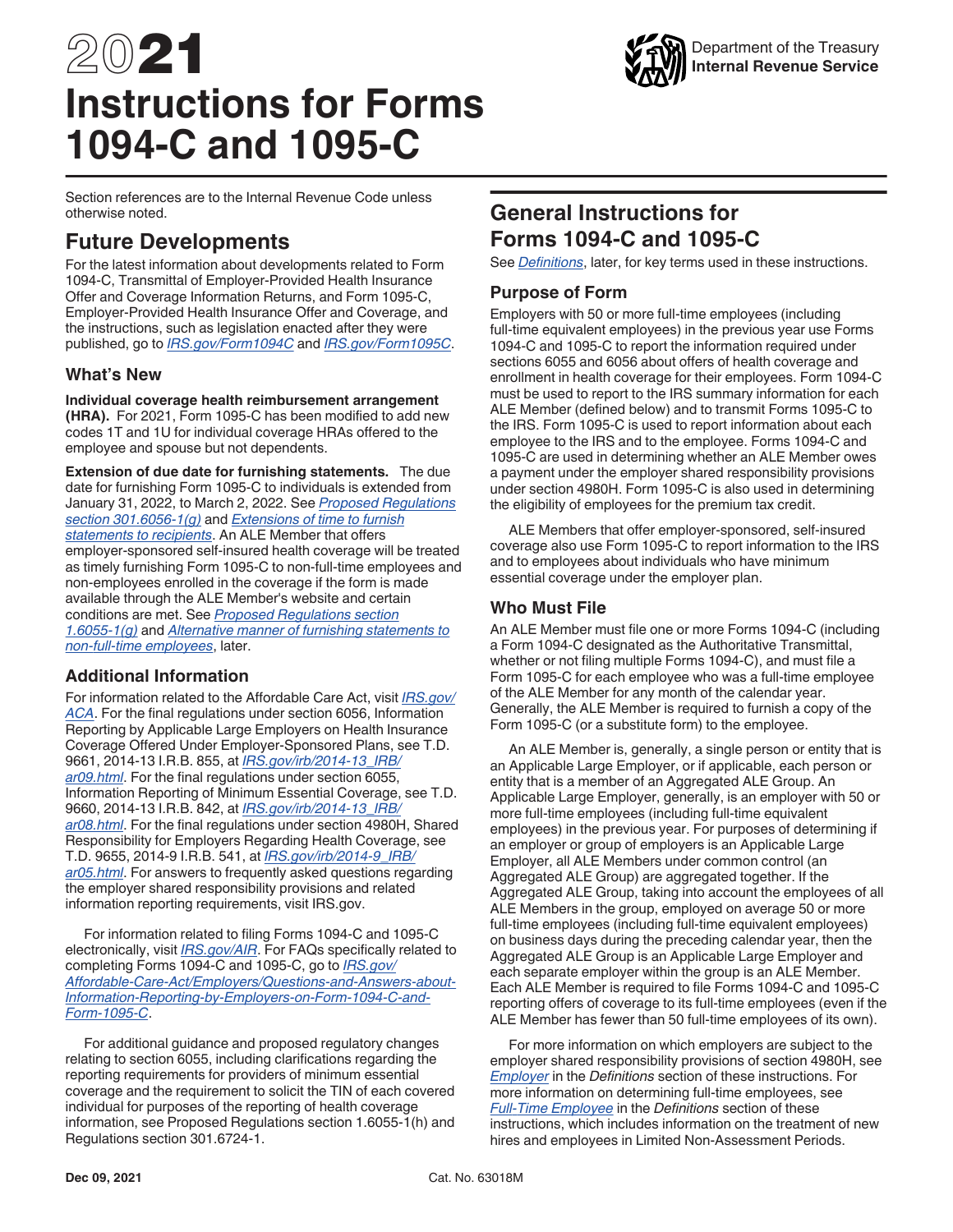# 2021 Instructions for Forms 1094-C and 1095-C

Department of the Treasury
Internal Revenue Service

Section references are to the Internal Revenue Code unless otherwise noted.

## Future Developments

For the latest information about developments related to Form 1094-C, Transmittal of Employer-Provided Health Insurance Offer and Coverage Information Returns, and Form 1095-C, Employer-Provided Health Insurance Offer and Coverage, and the instructions, such as legislation enacted after they were published, go to *IRS.gov/Form1094C* and *IRS.gov/Form1095C*.

### What's New

**Individual coverage health reimbursement arrangement (HRA).** For 2021, Form 1095-C has been modified to add new codes 1T and 1U for individual coverage HRAs offered to the employee and spouse but not dependents.

**Extension of due date for furnishing statements.** The due date for furnishing Form 1095-C to individuals is extended from January 31, 2022, to March 2, 2022. See *Proposed Regulations section 301.6056-1(g)* and *Extensions of time to furnish statements to recipients*. An ALE Member that offers employer-sponsored self-insured health coverage will be treated as timely furnishing Form 1095-C to non-full-time employees and non-employees enrolled in the coverage if the form is made available through the ALE Member's website and certain conditions are met. See *Proposed Regulations section 1.6055-1(g)* and *Alternative manner of furnishing statements to non-full-time employees*, later.

### Additional Information

For information related to the Affordable Care Act, visit *IRS.gov/ACA*. For the final regulations under section 6056, Information Reporting by Applicable Large Employers on Health Insurance Coverage Offered Under Employer-Sponsored Plans, see T.D. 9661, 2014-13 I.R.B. 855, at *IRS.gov/irb/2014-13_IRB/ar09.html*. For the final regulations under section 6055, Information Reporting of Minimum Essential Coverage, see T.D. 9660, 2014-13 I.R.B. 842, at *IRS.gov/irb/2014-13_IRB/ar08.html*. For the final regulations under section 4980H, Shared Responsibility for Employers Regarding Health Coverage, see T.D. 9655, 2014-9 I.R.B. 541, at *IRS.gov/irb/2014-9_IRB/ar05.html*. For answers to frequently asked questions regarding the employer shared responsibility provisions and related information reporting requirements, visit IRS.gov.

For information related to filing Forms 1094-C and 1095-C electronically, visit *IRS.gov/AIR*. For FAQs specifically related to completing Forms 1094-C and 1095-C, go to *IRS.gov/Affordable-Care-Act/Employers/Questions-and-Answers-about-Information-Reporting-by-Employers-on-Form-1094-C-and-Form-1095-C*.

For additional guidance and proposed regulatory changes relating to section 6055, including clarifications regarding the reporting requirements for providers of minimum essential coverage and the requirement to solicit the TIN of each covered individual for purposes of the reporting of health coverage information, see Proposed Regulations section 1.6055-1(h) and Regulations section 301.6724-1.

## General Instructions for Forms 1094-C and 1095-C

See *Definitions*, later, for key terms used in these instructions.

### Purpose of Form

Employers with 50 or more full-time employees (including full-time equivalent employees) in the previous year use Forms 1094-C and 1095-C to report the information required under sections 6055 and 6056 about offers of health coverage and enrollment in health coverage for their employees. Form 1094-C must be used to report to the IRS summary information for each ALE Member (defined below) and to transmit Forms 1095-C to the IRS. Form 1095-C is used to report information about each employee to the IRS and to the employee. Forms 1094-C and 1095-C are used in determining whether an ALE Member owes a payment under the employer shared responsibility provisions under section 4980H. Form 1095-C is also used in determining the eligibility of employees for the premium tax credit.

ALE Members that offer employer-sponsored, self-insured coverage also use Form 1095-C to report information to the IRS and to employees about individuals who have minimum essential coverage under the employer plan.

### Who Must File

An ALE Member must file one or more Forms 1094-C (including a Form 1094-C designated as the Authoritative Transmittal, whether or not filing multiple Forms 1094-C), and must file a Form 1095-C for each employee who was a full-time employee of the ALE Member for any month of the calendar year. Generally, the ALE Member is required to furnish a copy of the Form 1095-C (or a substitute form) to the employee.

An ALE Member is, generally, a single person or entity that is an Applicable Large Employer, or if applicable, each person or entity that is a member of an Aggregated ALE Group. An Applicable Large Employer, generally, is an employer with 50 or more full-time employees (including full-time equivalent employees) in the previous year. For purposes of determining if an employer or group of employers is an Applicable Large Employer, all ALE Members under common control (an Aggregated ALE Group) are aggregated together. If the Aggregated ALE Group, taking into account the employees of all ALE Members in the group, employed on average 50 or more full-time employees (including full-time equivalent employees) on business days during the preceding calendar year, then the Aggregated ALE Group is an Applicable Large Employer and each separate employer within the group is an ALE Member. Each ALE Member is required to file Forms 1094-C and 1095-C reporting offers of coverage to its full-time employees (even if the ALE Member has fewer than 50 full-time employees of its own).

For more information on which employers are subject to the employer shared responsibility provisions of section 4980H, see *Employer* in the *Definitions* section of these instructions. For more information on determining full-time employees, see *Full-Time Employee* in the *Definitions* section of these instructions, which includes information on the treatment of new hires and employees in Limited Non-Assessment Periods.

Dec 09, 2021 Cat. No. 63018M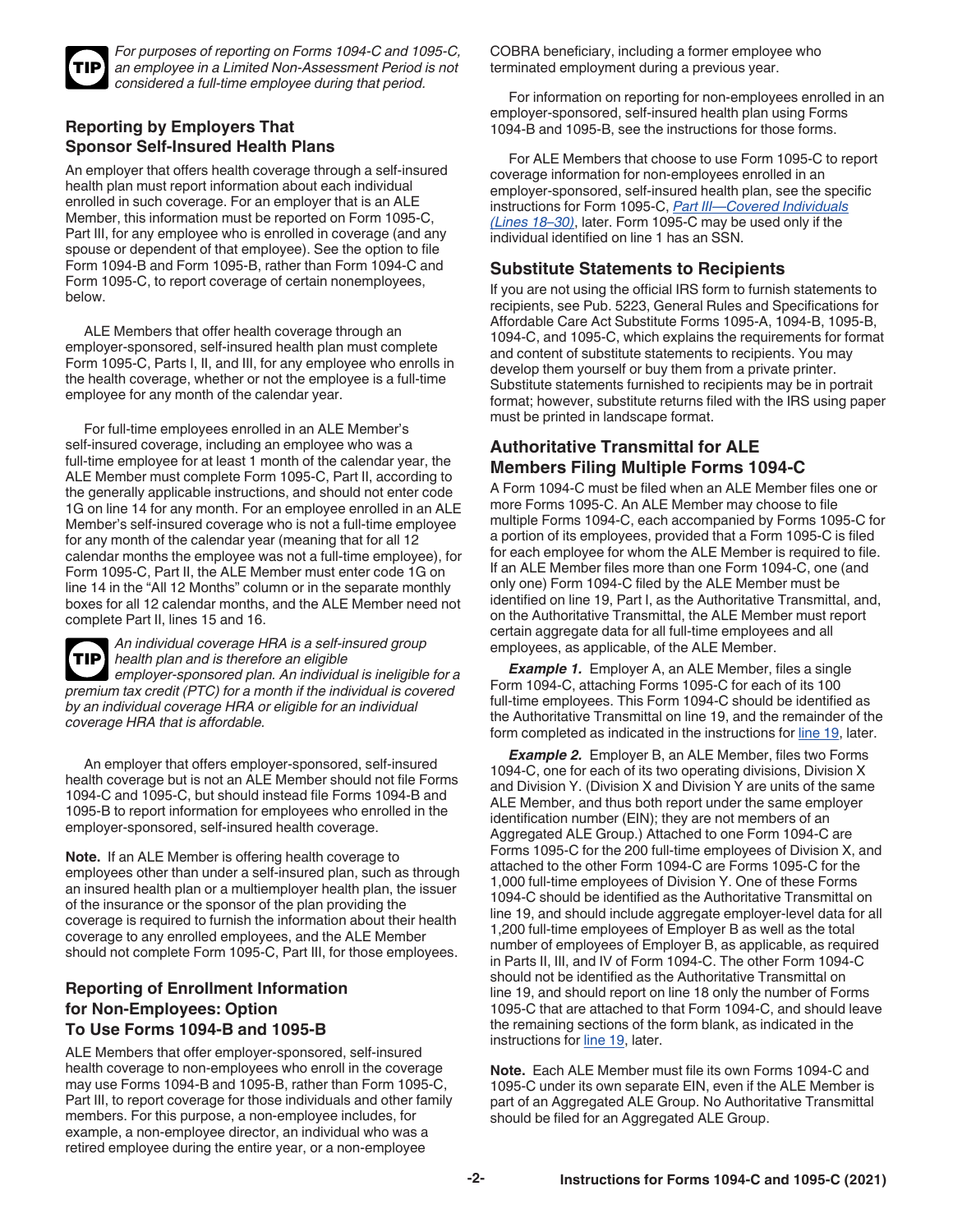**TIP** *For purposes of reporting on Forms 1094-C and 1095-C, an employee in a Limited Non-Assessment Period is not considered a full-time employee during that period.*

### Reporting by Employers That Sponsor Self-Insured Health Plans

An employer that offers health coverage through a self-insured health plan must report information about each individual enrolled in such coverage. For an employer that is an ALE Member, this information must be reported on Form 1095-C, Part III, for any employee who is enrolled in coverage (and any spouse or dependent of that employee). See the option to file Form 1094-B and Form 1095-B, rather than Form 1094-C and Form 1095-C, to report coverage of certain nonemployees, below.

ALE Members that offer health coverage through an employer-sponsored, self-insured health plan must complete Form 1095-C, Parts I, II, and III, for any employee who enrolls in the health coverage, whether or not the employee is a full-time employee for any month of the calendar year.

For full-time employees enrolled in an ALE Member's self-insured coverage, including an employee who was a full-time employee for at least 1 month of the calendar year, the ALE Member must complete Form 1095-C, Part II, according to the generally applicable instructions, and should not enter code 1G on line 14 for any month. For an employee enrolled in an ALE Member's self-insured coverage who is not a full-time employee for any month of the calendar year (meaning that for all 12 calendar months the employee was not a full-time employee), for Form 1095-C, Part II, the ALE Member must enter code 1G on line 14 in the "All 12 Months" column or in the separate monthly boxes for all 12 calendar months, and the ALE Member need not complete Part II, lines 15 and 16.

**TIP** *An individual coverage HRA is a self-insured group health plan and is therefore an eligible employer-sponsored plan. An individual is ineligible for a premium tax credit (PTC) for a month if the individual is covered by an individual coverage HRA or eligible for an individual coverage HRA that is affordable.*

An employer that offers employer-sponsored, self-insured health coverage but is not an ALE Member should not file Forms 1094-C and 1095-C, but should instead file Forms 1094-B and 1095-B to report information for employees who enrolled in the employer-sponsored, self-insured health coverage.

**Note.** If an ALE Member is offering health coverage to employees other than under a self-insured plan, such as through an insured health plan or a multiemployer health plan, the issuer of the insurance or the sponsor of the plan providing the coverage is required to furnish the information about their health coverage to any enrolled employees, and the ALE Member should not complete Form 1095-C, Part III, for those employees.

### Reporting of Enrollment Information for Non-Employees: Option To Use Forms 1094-B and 1095-B

ALE Members that offer employer-sponsored, self-insured health coverage to non-employees who enroll in the coverage may use Forms 1094-B and 1095-B, rather than Form 1095-C, Part III, to report coverage for those individuals and other family members. For this purpose, a non-employee includes, for example, a non-employee director, an individual who was a retired employee during the entire year, or a non-employee COBRA beneficiary, including a former employee who terminated employment during a previous year.

For information on reporting for non-employees enrolled in an employer-sponsored, self-insured health plan using Forms 1094-B and 1095-B, see the instructions for those forms.

For ALE Members that choose to use Form 1095-C to report coverage information for non-employees enrolled in an employer-sponsored, self-insured health plan, see the specific instructions for Form 1095-C, *Part III—Covered Individuals (Lines 18–30)*, later. Form 1095-C may be used only if the individual identified on line 1 has an SSN.

### Substitute Statements to Recipients

If you are not using the official IRS form to furnish statements to recipients, see Pub. 5223, General Rules and Specifications for Affordable Care Act Substitute Forms 1095-A, 1094-B, 1095-B, 1094-C, and 1095-C, which explains the requirements for format and content of substitute statements to recipients. You may develop them yourself or buy them from a private printer. Substitute statements furnished to recipients may be in portrait format; however, substitute returns filed with the IRS using paper must be printed in landscape format.

### Authoritative Transmittal for ALE Members Filing Multiple Forms 1094-C

A Form 1094-C must be filed when an ALE Member files one or more Forms 1095-C. An ALE Member may choose to file multiple Forms 1094-C, each accompanied by Forms 1095-C for a portion of its employees, provided that a Form 1095-C is filed for each employee for whom the ALE Member is required to file. If an ALE Member files more than one Form 1094-C, one (and only one) Form 1094-C filed by the ALE Member must be identified on line 19, Part I, as the Authoritative Transmittal, and, on the Authoritative Transmittal, the ALE Member must report certain aggregate data for all full-time employees and all employees, as applicable, of the ALE Member.

***Example 1.*** Employer A, an ALE Member, files a single Form 1094-C, attaching Forms 1095-C for each of its 100 full-time employees. This Form 1094-C should be identified as the Authoritative Transmittal on line 19, and the remainder of the form completed as indicated in the instructions for line 19, later.

***Example 2.*** Employer B, an ALE Member, files two Forms 1094-C, one for each of its two operating divisions, Division X and Division Y. (Division X and Division Y are units of the same ALE Member, and thus both report under the same employer identification number (EIN); they are not members of an Aggregated ALE Group.) Attached to one Form 1094-C are Forms 1095-C for the 200 full-time employees of Division X, and attached to the other Form 1094-C are Forms 1095-C for the 1,000 full-time employees of Division Y. One of these Forms 1094-C should be identified as the Authoritative Transmittal on line 19, and should include aggregate employer-level data for all 1,200 full-time employees of Employer B as well as the total number of employees of Employer B, as applicable, as required in Parts II, III, and IV of Form 1094-C. The other Form 1094-C should not be identified as the Authoritative Transmittal on line 19, and should report on line 18 only the number of Forms 1095-C that are attached to that Form 1094-C, and should leave the remaining sections of the form blank, as indicated in the instructions for line 19, later.

**Note.** Each ALE Member must file its own Forms 1094-C and 1095-C under its own separate EIN, even if the ALE Member is part of an Aggregated ALE Group. No Authoritative Transmittal should be filed for an Aggregated ALE Group.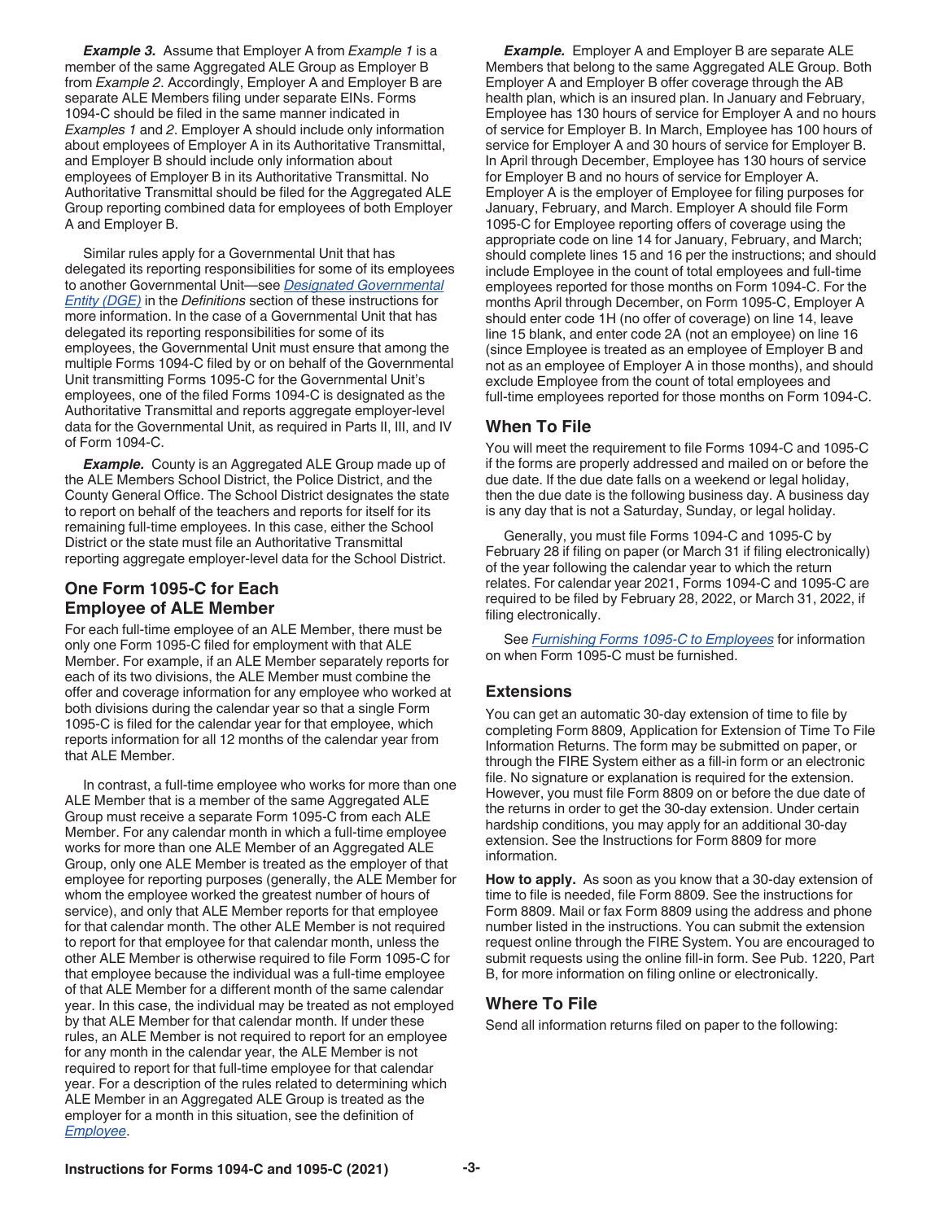***Example 3.*** Assume that Employer A from *Example 1* is a member of the same Aggregated ALE Group as Employer B from *Example 2*. Accordingly, Employer A and Employer B are separate ALE Members filing under separate EINs. Forms 1094-C should be filed in the same manner indicated in *Examples 1* and *2*. Employer A should include only information about employees of Employer A in its Authoritative Transmittal, and Employer B should include only information about employees of Employer B in its Authoritative Transmittal. No Authoritative Transmittal should be filed for the Aggregated ALE Group reporting combined data for employees of both Employer A and Employer B.

Similar rules apply for a Governmental Unit that has delegated its reporting responsibilities for some of its employees to another Governmental Unit—see *Designated Governmental Entity (DGE)* in the *Definitions* section of these instructions for more information. In the case of a Governmental Unit that has delegated its reporting responsibilities for some of its employees, the Governmental Unit must ensure that among the multiple Forms 1094-C filed by or on behalf of the Governmental Unit transmitting Forms 1095-C for the Governmental Unit's employees, one of the filed Forms 1094-C is designated as the Authoritative Transmittal and reports aggregate employer-level data for the Governmental Unit, as required in Parts II, III, and IV of Form 1094-C.

***Example.*** County is an Aggregated ALE Group made up of the ALE Members School District, the Police District, and the County General Office. The School District designates the state to report on behalf of the teachers and reports for itself for its remaining full-time employees. In this case, either the School District or the state must file an Authoritative Transmittal reporting aggregate employer-level data for the School District.

## One Form 1095-C for Each Employee of ALE Member

For each full-time employee of an ALE Member, there must be only one Form 1095-C filed for employment with that ALE Member. For example, if an ALE Member separately reports for each of its two divisions, the ALE Member must combine the offer and coverage information for any employee who worked at both divisions during the calendar year so that a single Form 1095-C is filed for the calendar year for that employee, which reports information for all 12 months of the calendar year from that ALE Member.

In contrast, a full-time employee who works for more than one ALE Member that is a member of the same Aggregated ALE Group must receive a separate Form 1095-C from each ALE Member. For any calendar month in which a full-time employee works for more than one ALE Member of an Aggregated ALE Group, only one ALE Member is treated as the employer of that employee for reporting purposes (generally, the ALE Member for whom the employee worked the greatest number of hours of service), and only that ALE Member reports for that employee for that calendar month. The other ALE Member is not required to report for that employee for that calendar month, unless the other ALE Member is otherwise required to file Form 1095-C for that employee because the individual was a full-time employee of that ALE Member for a different month of the same calendar year. In this case, the individual may be treated as not employed by that ALE Member for that calendar month. If under these rules, an ALE Member is not required to report for an employee for any month in the calendar year, the ALE Member is not required to report for that full-time employee for that calendar year. For a description of the rules related to determining which ALE Member in an Aggregated ALE Group is treated as the employer for a month in this situation, see the definition of *Employee*.

***Example.*** Employer A and Employer B are separate ALE Members that belong to the same Aggregated ALE Group. Both Employer A and Employer B offer coverage through the AB health plan, which is an insured plan. In January and February, Employee has 130 hours of service for Employer A and no hours of service for Employer B. In March, Employee has 100 hours of service for Employer A and 30 hours of service for Employer B. In April through December, Employee has 130 hours of service for Employer B and no hours of service for Employer A. Employer A is the employer of Employee for filing purposes for January, February, and March. Employer A should file Form 1095-C for Employee reporting offers of coverage using the appropriate code on line 14 for January, February, and March; should complete lines 15 and 16 per the instructions; and should include Employee in the count of total employees and full-time employees reported for those months on Form 1094-C. For the months April through December, on Form 1095-C, Employer A should enter code 1H (no offer of coverage) on line 14, leave line 15 blank, and enter code 2A (not an employee) on line 16 (since Employee is treated as an employee of Employer B and not as an employee of Employer A in those months), and should exclude Employee from the count of total employees and full-time employees reported for those months on Form 1094-C.

## When To File

You will meet the requirement to file Forms 1094-C and 1095-C if the forms are properly addressed and mailed on or before the due date. If the due date falls on a weekend or legal holiday, then the due date is the following business day. A business day is any day that is not a Saturday, Sunday, or legal holiday.

Generally, you must file Forms 1094-C and 1095-C by February 28 if filing on paper (or March 31 if filing electronically) of the year following the calendar year to which the return relates. For calendar year 2021, Forms 1094-C and 1095-C are required to be filed by February 28, 2022, or March 31, 2022, if filing electronically.

See *Furnishing Forms 1095-C to Employees* for information on when Form 1095-C must be furnished.

### Extensions

You can get an automatic 30-day extension of time to file by completing Form 8809, Application for Extension of Time To File Information Returns. The form may be submitted on paper, or through the FIRE System either as a fill-in form or an electronic file. No signature or explanation is required for the extension. However, you must file Form 8809 on or before the due date of the returns in order to get the 30-day extension. Under certain hardship conditions, you may apply for an additional 30-day extension. See the Instructions for Form 8809 for more information.

**How to apply.** As soon as you know that a 30-day extension of time to file is needed, file Form 8809. See the instructions for Form 8809. Mail or fax Form 8809 using the address and phone number listed in the instructions. You can submit the extension request online through the FIRE System. You are encouraged to submit requests using the online fill-in form. See Pub. 1220, Part B, for more information on filing online or electronically.

## Where To File

Send all information returns filed on paper to the following: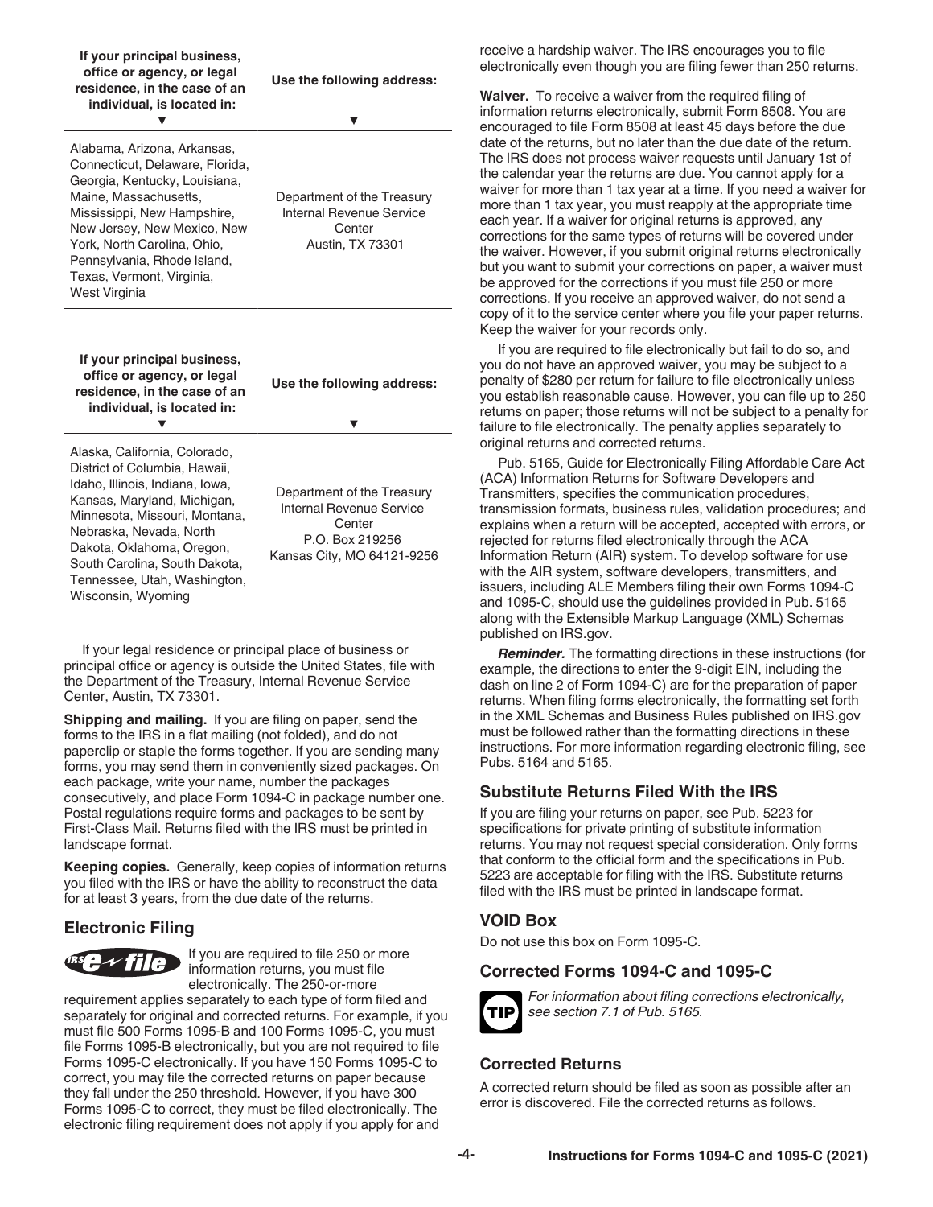| If your principal business, office or agency, or legal residence, in the case of an individual, is located in: | Use the following address: |
|---|---|
| Alabama, Arizona, Arkansas, Connecticut, Delaware, Florida, Georgia, Kentucky, Louisiana, Maine, Massachusetts, Mississippi, New Hampshire, New Jersey, New Mexico, New York, North Carolina, Ohio, Pennsylvania, Rhode Island, Texas, Vermont, Virginia, West Virginia | Department of the Treasury Internal Revenue Service Center Austin, TX 73301 |

| If your principal business, office or agency, or legal residence, in the case of an individual, is located in: | Use the following address: |
|---|---|
| Alaska, California, Colorado, District of Columbia, Hawaii, Idaho, Illinois, Indiana, Iowa, Kansas, Maryland, Michigan, Minnesota, Missouri, Montana, Nebraska, Nevada, North Dakota, Oklahoma, Oregon, South Carolina, South Dakota, Tennessee, Utah, Washington, Wisconsin, Wyoming | Department of the Treasury Internal Revenue Service Center P.O. Box 219256 Kansas City, MO 64121-9256 |

If your legal residence or principal place of business or principal office or agency is outside the United States, file with the Department of the Treasury, Internal Revenue Service Center, Austin, TX 73301.

**Shipping and mailing.** If you are filing on paper, send the forms to the IRS in a flat mailing (not folded), and do not paperclip or staple the forms together. If you are sending many forms, you may send them in conveniently sized packages. On each package, write your name, number the packages consecutively, and place Form 1094-C in package number one. Postal regulations require forms and packages to be sent by First-Class Mail. Returns filed with the IRS must be printed in landscape format.

**Keeping copies.** Generally, keep copies of information returns you filed with the IRS or have the ability to reconstruct the data for at least 3 years, from the due date of the returns.

## Electronic Filing

If you are required to file 250 or more information returns, you must file electronically. The 250-or-more requirement applies separately to each type of form filed and separately for original and corrected returns. For example, if you must file 500 Forms 1095-B and 100 Forms 1095-C, you must file Forms 1095-B electronically, but you are not required to file Forms 1095-C electronically. If you have 150 Forms 1095-C to correct, you may file the corrected returns on paper because they fall under the 250 threshold. However, if you have 300 Forms 1095-C to correct, they must be filed electronically. The electronic filing requirement does not apply if you apply for and receive a hardship waiver. The IRS encourages you to file electronically even though you are filing fewer than 250 returns.

**Waiver.** To receive a waiver from the required filing of information returns electronically, submit Form 8508. You are encouraged to file Form 8508 at least 45 days before the due date of the returns, but no later than the due date of the return. The IRS does not process waiver requests until January 1st of the calendar year the returns are due. You cannot apply for a waiver for more than 1 tax year at a time. If you need a waiver for more than 1 tax year, you must reapply at the appropriate time each year. If a waiver for original returns is approved, any corrections for the same types of returns will be covered under the waiver. However, if you submit original returns electronically but you want to submit your corrections on paper, a waiver must be approved for the corrections if you must file 250 or more corrections. If you receive an approved waiver, do not send a copy of it to the service center where you file your paper returns. Keep the waiver for your records only.

If you are required to file electronically but fail to do so, and you do not have an approved waiver, you may be subject to a penalty of $280 per return for failure to file electronically unless you establish reasonable cause. However, you can file up to 250 returns on paper; those returns will not be subject to a penalty for failure to file electronically. The penalty applies separately to original returns and corrected returns.

Pub. 5165, Guide for Electronically Filing Affordable Care Act (ACA) Information Returns for Software Developers and Transmitters, specifies the communication procedures, transmission formats, business rules, validation procedures; and explains when a return will be accepted, accepted with errors, or rejected for returns filed electronically through the ACA Information Return (AIR) system. To develop software for use with the AIR system, software developers, transmitters, and issuers, including ALE Members filing their own Forms 1094-C and 1095-C, should use the guidelines provided in Pub. 5165 along with the Extensible Markup Language (XML) Schemas published on IRS.gov.

***Reminder.*** The formatting directions in these instructions (for example, the directions to enter the 9-digit EIN, including the dash on line 2 of Form 1094-C) are for the preparation of paper returns. When filing forms electronically, the formatting set forth in the XML Schemas and Business Rules published on IRS.gov must be followed rather than the formatting directions in these instructions. For more information regarding electronic filing, see Pubs. 5164 and 5165.

## Substitute Returns Filed With the IRS

If you are filing your returns on paper, see Pub. 5223 for specifications for private printing of substitute information returns. You may not request special consideration. Only forms that conform to the official form and the specifications in Pub. 5223 are acceptable for filing with the IRS. Substitute returns filed with the IRS must be printed in landscape format.

## VOID Box

Do not use this box on Form 1095-C.

## Corrected Forms 1094-C and 1095-C

*For information about filing corrections electronically, see section 7.1 of Pub. 5165.*

### Corrected Returns

A corrected return should be filed as soon as possible after an error is discovered. File the corrected returns as follows.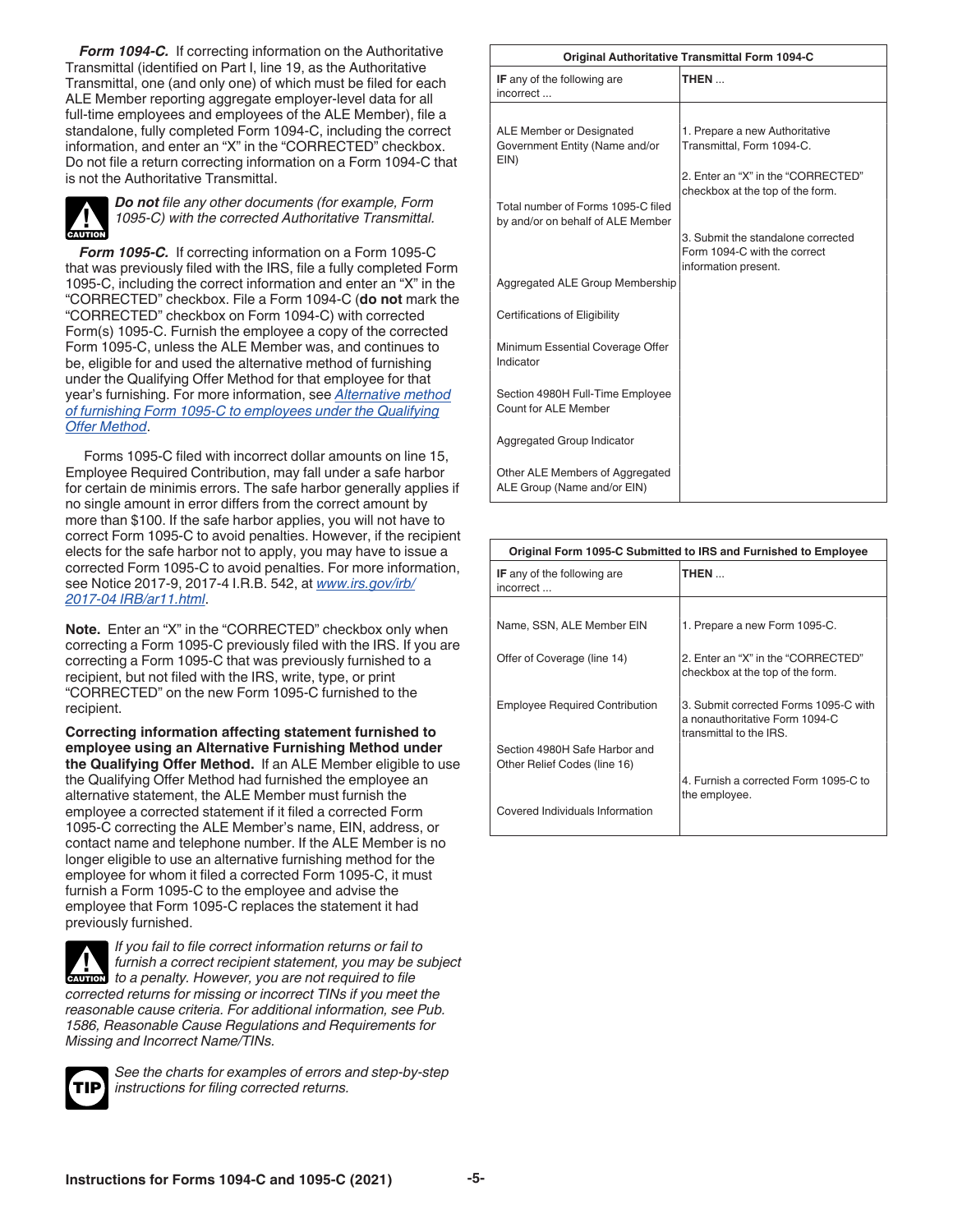***Form 1094-C.*** If correcting information on the Authoritative Transmittal (identified on Part I, line 19, as the Authoritative Transmittal, one (and only one) of which must be filed for each ALE Member reporting aggregate employer-level data for all full-time employees and employees of the ALE Member), file a standalone, fully completed Form 1094-C, including the correct information, and enter an "X" in the "CORRECTED" checkbox. Do not file a return correcting information on a Form 1094-C that is not the Authoritative Transmittal.

CAUTION: ***Do not*** *file any other documents (for example, Form 1095-C) with the corrected Authoritative Transmittal.*

***Form 1095-C.*** If correcting information on a Form 1095-C that was previously filed with the IRS, file a fully completed Form 1095-C, including the correct information and enter an "X" in the "CORRECTED" checkbox. File a Form 1094-C (**do not** mark the "CORRECTED" checkbox on Form 1094-C) with corrected Form(s) 1095-C. Furnish the employee a copy of the corrected Form 1095-C, unless the ALE Member was, and continues to be, eligible for and used the alternative method of furnishing under the Qualifying Offer Method for that employee for that year's furnishing. For more information, see *Alternative method of furnishing Form 1095-C to employees under the Qualifying Offer Method*.

Forms 1095-C filed with incorrect dollar amounts on line 15, Employee Required Contribution, may fall under a safe harbor for certain de minimis errors. The safe harbor generally applies if no single amount in error differs from the correct amount by more than $100. If the safe harbor applies, you will not have to correct Form 1095-C to avoid penalties. However, if the recipient elects for the safe harbor not to apply, you may have to issue a corrected Form 1095-C to avoid penalties. For more information, see Notice 2017-9, 2017-4 I.R.B. 542, at *www.irs.gov/irb/2017-04 IRB/ar11.html*.

**Note.** Enter an "X" in the "CORRECTED" checkbox only when correcting a Form 1095-C previously filed with the IRS. If you are correcting a Form 1095-C that was previously furnished to a recipient, but not filed with the IRS, write, type, or print "CORRECTED" on the new Form 1095-C furnished to the recipient.

**Correcting information affecting statement furnished to employee using an Alternative Furnishing Method under the Qualifying Offer Method.** If an ALE Member eligible to use the Qualifying Offer Method had furnished the employee an alternative statement, the ALE Member must furnish the employee a corrected statement if it filed a corrected Form 1095-C correcting the ALE Member's name, EIN, address, or contact name and telephone number. If the ALE Member is no longer eligible to use an alternative furnishing method for the employee for whom it filed a corrected Form 1095-C, it must furnish a Form 1095-C to the employee and advise the employee that Form 1095-C replaces the statement it had previously furnished.

CAUTION: *If you fail to file correct information returns or fail to furnish a correct recipient statement, you may be subject to a penalty. However, you are not required to file corrected returns for missing or incorrect TINs if you meet the reasonable cause criteria. For additional information, see Pub. 1586, Reasonable Cause Regulations and Requirements for Missing and Incorrect Name/TINs.*

TIP: *See the charts for examples of errors and step-by-step instructions for filing corrected returns.*

**Original Authoritative Transmittal Form 1094-C**

| **IF** any of the following are incorrect ... | **THEN** ... |
|---|---|
| ALE Member or Designated Government Entity (Name and/or EIN)<br>Total number of Forms 1095-C filed by and/or on behalf of ALE Member<br>Aggregated ALE Group Membership<br>Certifications of Eligibility<br>Minimum Essential Coverage Offer Indicator<br>Section 4980H Full-Time Employee Count for ALE Member<br>Aggregated Group Indicator<br>Other ALE Members of Aggregated ALE Group (Name and/or EIN) | 1. Prepare a new Authoritative Transmittal, Form 1094-C.<br>2. Enter an "X" in the "CORRECTED" checkbox at the top of the form.<br>3. Submit the standalone corrected Form 1094-C with the correct information present. |

**Original Form 1095-C Submitted to IRS and Furnished to Employee**

| **IF** any of the following are incorrect ... | **THEN** ... |
|---|---|
| Name, SSN, ALE Member EIN<br>Offer of Coverage (line 14)<br>Employee Required Contribution<br>Section 4980H Safe Harbor and Other Relief Codes (line 16)<br>Covered Individuals Information | 1. Prepare a new Form 1095-C.<br>2. Enter an "X" in the "CORRECTED" checkbox at the top of the form.<br>3. Submit corrected Forms 1095-C with a nonauthoritative Form 1094-C transmittal to the IRS.<br>4. Furnish a corrected Form 1095-C to the employee. |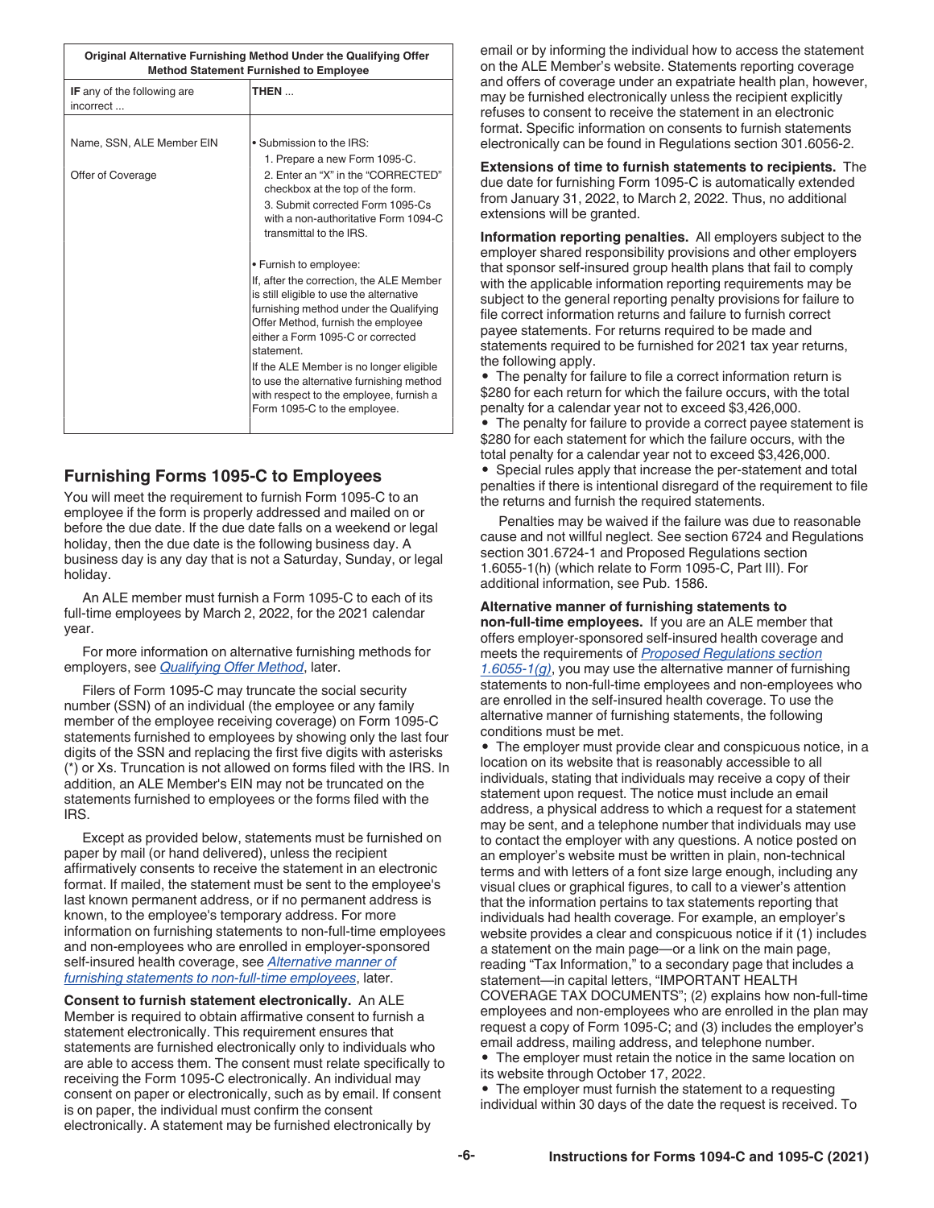| Original Alternative Furnishing Method Under the Qualifying Offer Method Statement Furnished to Employee | |
|---|---|
| **IF** any of the following are incorrect ... | **THEN** ... |
| Name, SSN, ALE Member EIN<br><br>Offer of Coverage | • Submission to the IRS:<br>1. Prepare a new Form 1095-C.<br>2. Enter an "X" in the "CORRECTED" checkbox at the top of the form.<br>3. Submit corrected Form 1095-Cs with a non-authoritative Form 1094-C transmittal to the IRS.<br><br>• Furnish to employee:<br>If, after the correction, the ALE Member is still eligible to use the alternative furnishing method under the Qualifying Offer Method, furnish the employee either a Form 1095-C or corrected statement.<br>If the ALE Member is no longer eligible to use the alternative furnishing method with respect to the employee, furnish a Form 1095-C to the employee. |

## Furnishing Forms 1095-C to Employees

You will meet the requirement to furnish Form 1095-C to an employee if the form is properly addressed and mailed on or before the due date. If the due date falls on a weekend or legal holiday, then the due date is the following business day. A business day is any day that is not a Saturday, Sunday, or legal holiday.

An ALE member must furnish a Form 1095-C to each of its full-time employees by March 2, 2022, for the 2021 calendar year.

For more information on alternative furnishing methods for employers, see *Qualifying Offer Method*, later.

Filers of Form 1095-C may truncate the social security number (SSN) of an individual (the employee or any family member of the employee receiving coverage) on Form 1095-C statements furnished to employees by showing only the last four digits of the SSN and replacing the first five digits with asterisks (*) or Xs. Truncation is not allowed on forms filed with the IRS. In addition, an ALE Member's EIN may not be truncated on the statements furnished to employees or the forms filed with the IRS.

Except as provided below, statements must be furnished on paper by mail (or hand delivered), unless the recipient affirmatively consents to receive the statement in an electronic format. If mailed, the statement must be sent to the employee's last known permanent address, or if no permanent address is known, to the employee's temporary address. For more information on furnishing statements to non-full-time employees and non-employees who are enrolled in employer-sponsored self-insured health coverage, see *Alternative manner of furnishing statements to non-full-time employees*, later.

**Consent to furnish statement electronically.** An ALE Member is required to obtain affirmative consent to furnish a statement electronically. This requirement ensures that statements are furnished electronically only to individuals who are able to access them. The consent must relate specifically to receiving the Form 1095-C electronically. An individual may consent on paper or electronically, such as by email. If consent is on paper, the individual must confirm the consent electronically. A statement may be furnished electronically by email or by informing the individual how to access the statement on the ALE Member's website. Statements reporting coverage and offers of coverage under an expatriate health plan, however, may be furnished electronically unless the recipient explicitly refuses to consent to receive the statement in an electronic format. Specific information on consents to furnish statements electronically can be found in Regulations section 301.6056-2.

**Extensions of time to furnish statements to recipients.** The due date for furnishing Form 1095-C is automatically extended from January 31, 2022, to March 2, 2022. Thus, no additional extensions will be granted.

**Information reporting penalties.** All employers subject to the employer shared responsibility provisions and other employers that sponsor self-insured group health plans that fail to comply with the applicable information reporting requirements may be subject to the general reporting penalty provisions for failure to file correct information returns and failure to furnish correct payee statements. For returns required to be made and statements required to be furnished for 2021 tax year returns, the following apply.

- The penalty for failure to file a correct information return is $280 for each return for which the failure occurs, with the total penalty for a calendar year not to exceed $3,426,000.
- The penalty for failure to provide a correct payee statement is $280 for each statement for which the failure occurs, with the total penalty for a calendar year not to exceed $3,426,000.
- Special rules apply that increase the per-statement and total penalties if there is intentional disregard of the requirement to file the returns and furnish the required statements.

Penalties may be waived if the failure was due to reasonable cause and not willful neglect. See section 6724 and Regulations section 301.6724-1 and Proposed Regulations section 1.6055-1(h) (which relate to Form 1095-C, Part III). For additional information, see Pub. 1586.

**Alternative manner of furnishing statements to non-full-time employees.** If you are an ALE member that offers employer-sponsored self-insured health coverage and meets the requirements of *Proposed Regulations section 1.6055-1(g)*, you may use the alternative manner of furnishing statements to non-full-time employees and non-employees who are enrolled in the self-insured health coverage. To use the alternative manner of furnishing statements, the following conditions must be met.

- The employer must provide clear and conspicuous notice, in a location on its website that is reasonably accessible to all individuals, stating that individuals may receive a copy of their statement upon request. The notice must include an email address, a physical address to which a request for a statement may be sent, and a telephone number that individuals may use to contact the employer with any questions. A notice posted on an employer's website must be written in plain, non-technical terms and with letters of a font size large enough, including any visual clues or graphical figures, to call to a viewer's attention that the information pertains to tax statements reporting that individuals had health coverage. For example, an employer's website provides a clear and conspicuous notice if it (1) includes a statement on the main page—or a link on the main page, reading "Tax Information," to a secondary page that includes a statement—in capital letters, "IMPORTANT HEALTH COVERAGE TAX DOCUMENTS"; (2) explains how non-full-time employees and non-employees who are enrolled in the plan may request a copy of Form 1095-C; and (3) includes the employer's email address, mailing address, and telephone number.
- The employer must retain the notice in the same location on its website through October 17, 2022.
- The employer must furnish the statement to a requesting individual within 30 days of the date the request is received. To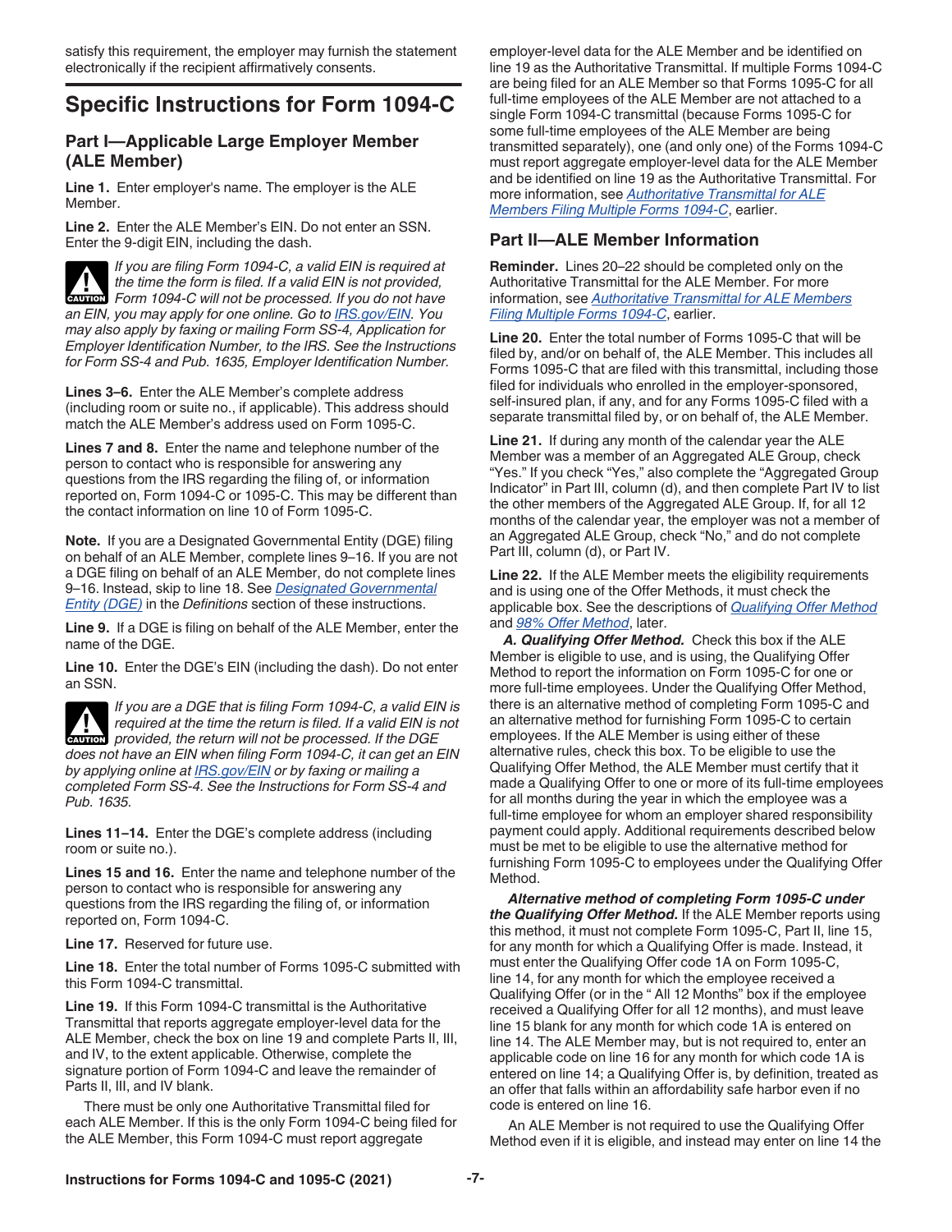satisfy this requirement, the employer may furnish the statement electronically if the recipient affirmatively consents.

## Specific Instructions for Form 1094-C

### Part I—Applicable Large Employer Member (ALE Member)

**Line 1.** Enter employer's name. The employer is the ALE Member.

**Line 2.** Enter the ALE Member's EIN. Do not enter an SSN. Enter the 9-digit EIN, including the dash.

**CAUTION** *If you are filing Form 1094-C, a valid EIN is required at the time the return is filed. If a valid EIN is not provided, Form 1094-C will not be processed. If you do not have an EIN, you may apply for one online. Go to IRS.gov/EIN. You may also apply by faxing or mailing Form SS-4, Application for Employer Identification Number, to the IRS. See the Instructions for Form SS-4 and Pub. 1635, Employer Identification Number.*

**Lines 3–6.** Enter the ALE Member's complete address (including room or suite no., if applicable). This address should match the ALE Member's address used on Form 1095-C.

**Lines 7 and 8.** Enter the name and telephone number of the person to contact who is responsible for answering any questions from the IRS regarding the filing of, or information reported on, Form 1094-C or 1095-C. This may be different than the contact information on line 10 of Form 1095-C.

**Note.** If you are a Designated Governmental Entity (DGE) filing on behalf of an ALE Member, complete lines 9–16. If you are not a DGE filing on behalf of an ALE Member, do not complete lines 9–16. Instead, skip to line 18. See Designated Governmental Entity (DGE) in the *Definitions* section of these instructions.

**Line 9.** If a DGE is filing on behalf of the ALE Member, enter the name of the DGE.

**Line 10.** Enter the DGE's EIN (including the dash). Do not enter an SSN.

**CAUTION** *If you are a DGE that is filing Form 1094-C, a valid EIN is required at the time the return is filed. If a valid EIN is not provided, the return will not be processed. If the DGE does not have an EIN when filing Form 1094-C, it can get an EIN by applying online at IRS.gov/EIN or by faxing or mailing a completed Form SS-4. See the Instructions for Form SS-4 and Pub. 1635.*

**Lines 11–14.** Enter the DGE's complete address (including room or suite no.).

**Lines 15 and 16.** Enter the name and telephone number of the person to contact who is responsible for answering any questions from the IRS regarding the filing of, or information reported on, Form 1094-C.

**Line 17.** Reserved for future use.

**Line 18.** Enter the total number of Forms 1095-C submitted with this Form 1094-C transmittal.

**Line 19.** If this Form 1094-C transmittal is the Authoritative Transmittal that reports aggregate employer-level data for the ALE Member, check the box on line 19 and complete Parts II, III, and IV, to the extent applicable. Otherwise, complete the signature portion of Form 1094-C and leave the remainder of Parts II, III, and IV blank.

There must be only one Authoritative Transmittal filed for each ALE Member. If this is the only Form 1094-C being filed for the ALE Member, this Form 1094-C must report aggregate employer-level data for the ALE Member and be identified on line 19 as the Authoritative Transmittal. If multiple Forms 1094-C are being filed for an ALE Member so that Forms 1095-C for all full-time employees of the ALE Member are not attached to a single Form 1094-C transmittal (because Forms 1095-C for some full-time employees of the ALE Member are being transmitted separately), one (and only one) of the Forms 1094-C must report aggregate employer-level data for the ALE Member and be identified on line 19 as the Authoritative Transmittal. For more information, see Authoritative Transmittal for ALE Members Filing Multiple Forms 1094-C, earlier.

### Part II—ALE Member Information

**Reminder.** Lines 20–22 should be completed only on the Authoritative Transmittal for the ALE Member. For more information, see Authoritative Transmittal for ALE Members Filing Multiple Forms 1094-C, earlier.

**Line 20.** Enter the total number of Forms 1095-C that will be filed by, and/or on behalf of, the ALE Member. This includes all Forms 1095-C that are filed with this transmittal, including those filed for individuals who enrolled in the employer-sponsored, self-insured plan, if any, and for any Forms 1095-C filed with a separate transmittal filed by, or on behalf of, the ALE Member.

**Line 21.** If during any month of the calendar year the ALE Member was a member of an Aggregated ALE Group, check "Yes." If you check "Yes," also complete the "Aggregated Group Indicator" in Part III, column (d), and then complete Part IV to list the other members of the Aggregated ALE Group. If, for all 12 months of the calendar year, the employer was not a member of an Aggregated ALE Group, check "No," and do not complete Part III, column (d), or Part IV.

**Line 22.** If the ALE Member meets the eligibility requirements and is using one of the Offer Methods, it must check the applicable box. See the descriptions of Qualifying Offer Method and 98% Offer Method, later.

***A. Qualifying Offer Method.*** Check this box if the ALE Member is eligible to use, and is using, the Qualifying Offer Method to report the information on Form 1095-C for one or more full-time employees. Under the Qualifying Offer Method, there is an alternative method of completing Form 1095-C and an alternative method for furnishing Form 1095-C to certain employees. If the ALE Member is using either of these alternative rules, check this box. To be eligible to use the Qualifying Offer Method, the ALE Member must certify that it made a Qualifying Offer to one or more of its full-time employees for all months during the year in which the employee was a full-time employee for whom an employer shared responsibility payment could apply. Additional requirements described below must be met to be eligible to use the alternative method for furnishing Form 1095-C to employees under the Qualifying Offer Method.

***Alternative method of completing Form 1095-C under the Qualifying Offer Method.*** If the ALE Member reports using this method, it must not complete Form 1095-C, Part II, line 15, for any month for which a Qualifying Offer is made. Instead, it must enter the Qualifying Offer code 1A on Form 1095-C, line 14, for any month for which the employee received a Qualifying Offer (or in the " All 12 Months" box if the employee received a Qualifying Offer for all 12 months), and must leave line 15 blank for any month for which code 1A is entered on line 14. The ALE Member may, but is not required to, enter an applicable code on line 16 for any month for which code 1A is entered on line 14; a Qualifying Offer is, by definition, treated as an offer that falls within an affordability safe harbor even if no code is entered on line 16.

An ALE Member is not required to use the Qualifying Offer Method even if it is eligible, and instead may enter on line 14 the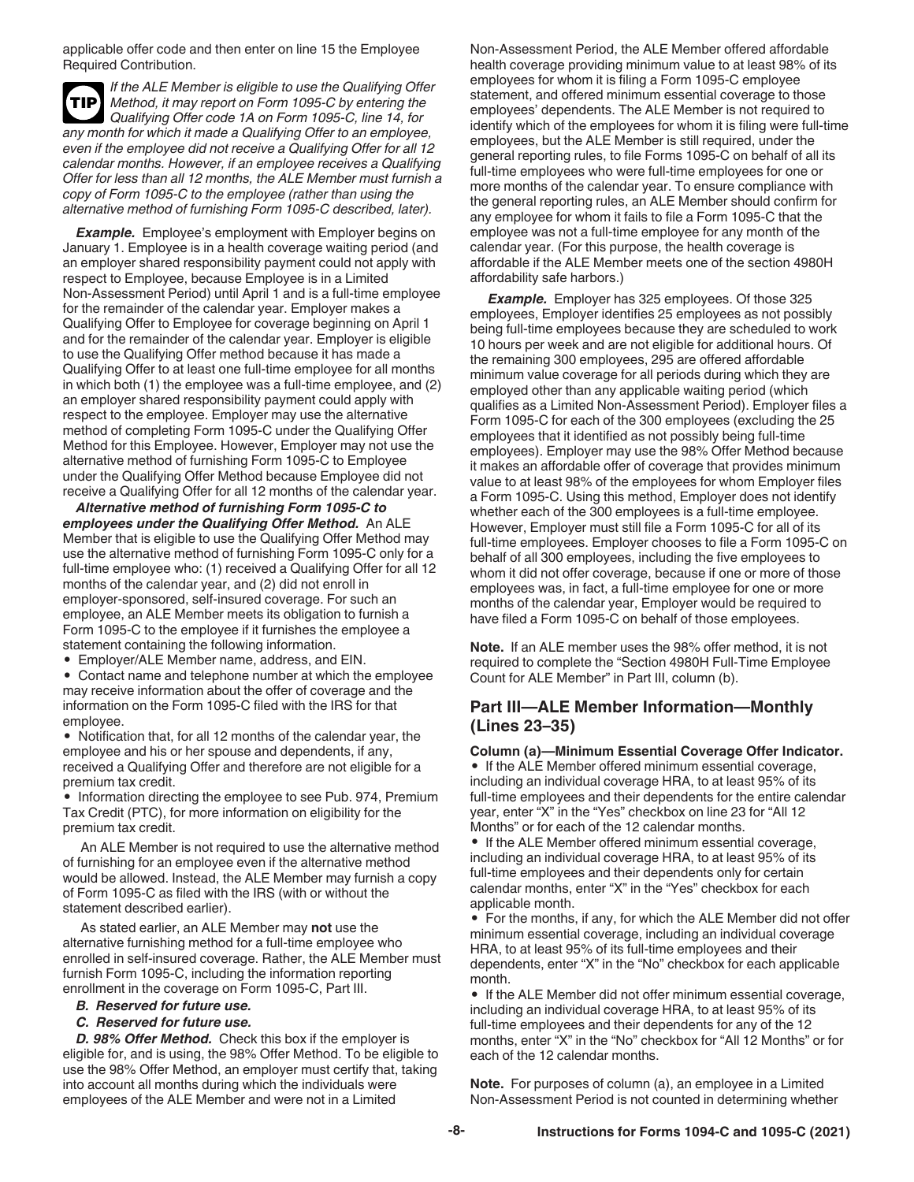applicable offer code and then enter on line 15 the Employee Required Contribution.

**TIP** *If the ALE Member is eligible to use the Qualifying Offer Method, it may report on Form 1095-C by entering the Qualifying Offer code 1A on Form 1095-C, line 14, for any month for which it made a Qualifying Offer to an employee, even if the employee did not receive a Qualifying Offer for all 12 calendar months. However, if an employee receives a Qualifying Offer for less than all 12 months, the ALE Member must furnish a copy of Form 1095-C to the employee (rather than using the alternative method of furnishing Form 1095-C described, later).*

***Example.*** Employee's employment with Employer begins on January 1. Employee is in a health coverage waiting period (and an employer shared responsibility payment could not apply with respect to Employee, because Employee is in a Limited Non-Assessment Period) until April 1 and is a full-time employee for the remainder of the calendar year. Employer makes a Qualifying Offer to Employee for coverage beginning on April 1 and for the remainder of the calendar year. Employer is eligible to use the Qualifying Offer method because it has made a Qualifying Offer to at least one full-time employee for all months in which both (1) the employee was a full-time employee, and (2) an employer shared responsibility payment could apply with respect to the employee. Employer may use the alternative method of completing Form 1095-C under the Qualifying Offer Method for this Employee. However, Employer may not use the alternative method of furnishing Form 1095-C to Employee under the Qualifying Offer Method because Employee did not receive a Qualifying Offer for all 12 months of the calendar year.

***Alternative method of furnishing Form 1095-C to employees under the Qualifying Offer Method.*** An ALE Member that is eligible to use the Qualifying Offer Method may use the alternative method of furnishing Form 1095-C only for a full-time employee who: (1) received a Qualifying Offer for all 12 months of the calendar year, and (2) did not enroll in employer-sponsored, self-insured coverage. For such an employee, an ALE Member meets its obligation to furnish a Form 1095-C to the employee if it furnishes the employee a statement containing the following information.

- Employer/ALE Member name, address, and EIN.
- Contact name and telephone number at which the employee may receive information about the offer of coverage and the information on the Form 1095-C filed with the IRS for that employee.
- Notification that, for all 12 months of the calendar year, the employee and his or her spouse and dependents, if any, received a Qualifying Offer and therefore are not eligible for a premium tax credit.
- Information directing the employee to see Pub. 974, Premium Tax Credit (PTC), for more information on eligibility for the premium tax credit.

An ALE Member is not required to use the alternative method of furnishing for an employee even if the alternative method would be allowed. Instead, the ALE Member may furnish a copy of Form 1095-C as filed with the IRS (with or without the statement described earlier).

As stated earlier, an ALE Member may **not** use the alternative furnishing method for a full-time employee who enrolled in self-insured coverage. Rather, the ALE Member must furnish Form 1095-C, including the information reporting enrollment in the coverage on Form 1095-C, Part III.

***B. Reserved for future use.***

***C. Reserved for future use.***

***D. 98% Offer Method.*** Check this box if the employer is eligible for, and is using, the 98% Offer Method. To be eligible to use the 98% Offer Method, an employer must certify that, taking into account all months during which the individuals were employees of the ALE Member and were not in a Limited Non-Assessment Period, the ALE Member offered affordable health coverage providing minimum value to at least 98% of its employees for whom it is filing a Form 1095-C employee statement, and offered minimum essential coverage to those employees' dependents. The ALE Member is not required to identify which of the employees for whom it is filing were full-time employees, but the ALE Member is still required, under the general reporting rules, to file Forms 1095-C on behalf of all its full-time employees who were full-time employees for one or more months of the calendar year. To ensure compliance with the general reporting rules, an ALE Member should confirm for any employee for whom it fails to file a Form 1095-C that the employee was not a full-time employee for any month of the calendar year. (For this purpose, the health coverage is affordable if the ALE Member meets one of the section 4980H affordability safe harbors.)

***Example.*** Employer has 325 employees. Of those 325 employees, Employer identifies 25 employees as not possibly being full-time employees because they are scheduled to work 10 hours per week and are not eligible for additional hours. Of the remaining 300 employees, 295 are offered affordable minimum value coverage for all periods during which they are employed other than any applicable waiting period (which qualifies as a Limited Non-Assessment Period). Employer files a Form 1095-C for each of the 300 employees (excluding the 25 employees that it identified as not possibly being full-time employees). Employer may use the 98% Offer Method because it makes an affordable offer of coverage that provides minimum value to at least 98% of the employees for whom Employer files a Form 1095-C. Using this method, Employer does not identify whether each of the 300 employees is a full-time employee. However, Employer must still file a Form 1095-C for all of its full-time employees. Employer chooses to file a Form 1095-C on behalf of all 300 employees, including the five employees to whom it did not offer coverage, because if one or more of those employees was, in fact, a full-time employee for one or more months of the calendar year, Employer would be required to have filed a Form 1095-C on behalf of those employees.

**Note.** If an ALE member uses the 98% offer method, it is not required to complete the "Section 4980H Full-Time Employee Count for ALE Member" in Part III, column (b).

## Part III—ALE Member Information—Monthly (Lines 23–35)

**Column (a)—Minimum Essential Coverage Offer Indicator.**

- If the ALE Member offered minimum essential coverage, including an individual coverage HRA, to at least 95% of its full-time employees and their dependents for the entire calendar year, enter "X" in the "Yes" checkbox on line 23 for "All 12 Months" or for each of the 12 calendar months.
- If the ALE Member offered minimum essential coverage, including an individual coverage HRA, to at least 95% of its full-time employees and their dependents only for certain calendar months, enter "X" in the "Yes" checkbox for each applicable month.
- For the months, if any, for which the ALE Member did not offer minimum essential coverage, including an individual coverage HRA, to at least 95% of its full-time employees and their dependents, enter "X" in the "No" checkbox for each applicable month.
- If the ALE Member did not offer minimum essential coverage, including an individual coverage HRA, to at least 95% of its full-time employees and their dependents for any of the 12 months, enter "X" in the "No" checkbox for "All 12 Months" or for each of the 12 calendar months.

**Note.** For purposes of column (a), an employee in a Limited Non-Assessment Period is not counted in determining whether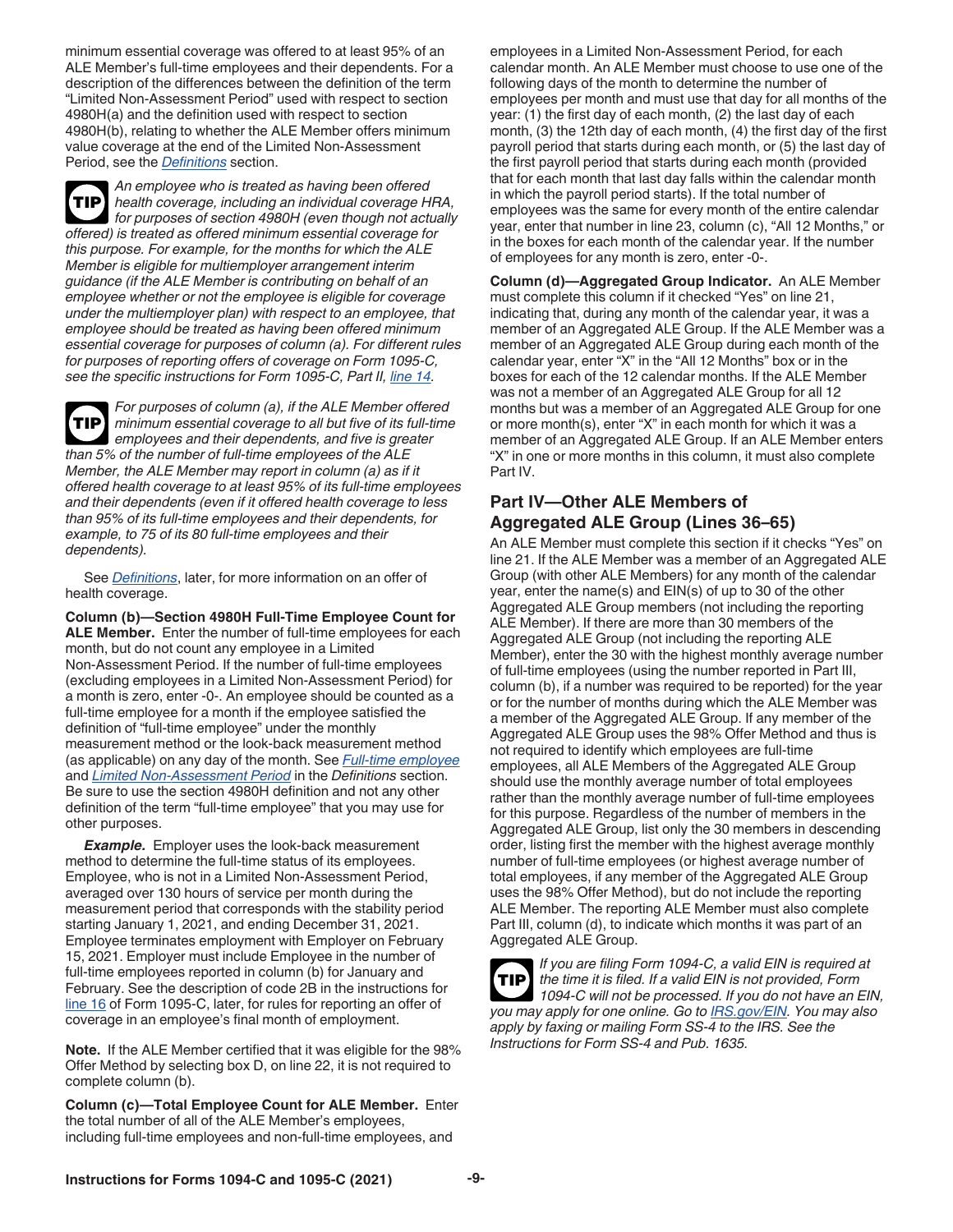minimum essential coverage was offered to at least 95% of an ALE Member's full-time employees and their dependents. For a description of the differences between the definition of the term "Limited Non-Assessment Period" used with respect to section 4980H(a) and the definition used with respect to section 4980H(b), relating to whether the ALE Member offers minimum value coverage at the end of the Limited Non-Assessment Period, see the *Definitions* section.

**TIP** *An employee who is treated as having been offered health coverage, including an individual coverage HRA, for purposes of section 4980H (even though not actually offered) is treated as offered minimum essential coverage for this purpose. For example, for the months for which the ALE Member is eligible for multiemployer arrangement interim guidance (if the ALE Member is contributing on behalf of an employee whether or not the employee is eligible for coverage under the multiemployer plan) with respect to an employee, that employee should be treated as having been offered minimum essential coverage for purposes of column (a). For different rules for purposes of reporting offers of coverage on Form 1095-C, see the specific instructions for Form 1095-C, Part II, line 14.*

**TIP** *For purposes of column (a), if the ALE Member offered minimum essential coverage to all but five of its full-time employees and their dependents, and five is greater than 5% of the number of full-time employees of the ALE Member, the ALE Member may report in column (a) as if it offered health coverage to at least 95% of its full-time employees and their dependents (even if it offered health coverage to less than 95% of its full-time employees and their dependents, for example, to 75 of its 80 full-time employees and their dependents).*

See *Definitions*, later, for more information on an offer of health coverage.

**Column (b)—Section 4980H Full-Time Employee Count for ALE Member.** Enter the number of full-time employees for each month, but do not count any employee in a Limited Non-Assessment Period. If the number of full-time employees (excluding employees in a Limited Non-Assessment Period) for a month is zero, enter -0-. An employee should be counted as a full-time employee for a month if the employee satisfied the definition of "full-time employee" under the monthly measurement method or the look-back measurement method (as applicable) on any day of the month. See *Full-time employee* and *Limited Non-Assessment Period* in the *Definitions* section. Be sure to use the section 4980H definition and not any other definition of the term "full-time employee" that you may use for other purposes.

***Example.*** Employer uses the look-back measurement method to determine the full-time status of its employees. Employee, who is not in a Limited Non-Assessment Period, averaged over 130 hours of service per month during the measurement period that corresponds with the stability period starting January 1, 2021, and ending December 31, 2021. Employee terminates employment with Employer on February 15, 2021. Employer must include Employee in the number of full-time employees reported in column (b) for January and February. See the description of code 2B in the instructions for line 16 of Form 1095-C, later, for rules for reporting an offer of coverage in an employee's final month of employment.

**Note.** If the ALE Member certified that it was eligible for the 98% Offer Method by selecting box D, on line 22, it is not required to complete column (b).

**Column (c)—Total Employee Count for ALE Member.** Enter the total number of all of the ALE Member's employees, including full-time employees and non-full-time employees, and employees in a Limited Non-Assessment Period, for each calendar month. An ALE Member must choose to use one of the following days of the month to determine the number of employees per month and must use that day for all months of the year: (1) the first day of each month, (2) the last day of each month, (3) the 12th day of each month, (4) the first day of the first payroll period that starts during each month, or (5) the last day of the first payroll period that starts during each month (provided that for each month that last day falls within the calendar month in which the payroll period starts). If the total number of employees was the same for every month of the entire calendar year, enter that number in line 23, column (c), "All 12 Months," or in the boxes for each month of the calendar year. If the number of employees for any month is zero, enter -0-.

**Column (d)—Aggregated Group Indicator.** An ALE Member must complete this column if it checked "Yes" on line 21, indicating that, during any month of the calendar year, it was a member of an Aggregated ALE Group. If the ALE Member was a member of an Aggregated ALE Group during each month of the calendar year, enter "X" in the "All 12 Months" box or in the boxes for each of the 12 calendar months. If the ALE Member was not a member of an Aggregated ALE Group for all 12 months but was a member of an Aggregated ALE Group for one or more month(s), enter "X" in each month for which it was a member of an Aggregated ALE Group. If an ALE Member enters "X" in one or more months in this column, it must also complete Part IV.

## Part IV—Other ALE Members of Aggregated ALE Group (Lines 36–65)

An ALE Member must complete this section if it checks "Yes" on line 21. If the ALE Member was a member of an Aggregated ALE Group (with other ALE Members) for any month of the calendar year, enter the name(s) and EIN(s) of up to 30 of the other Aggregated ALE Group members (not including the reporting ALE Member). If there are more than 30 members of the Aggregated ALE Group (not including the reporting ALE Member), enter the 30 with the highest monthly average number of full-time employees (using the number reported in Part III, column (b), if a number was required to be reported) for the year or for the number of months during which the ALE Member was a member of the Aggregated ALE Group. If any member of the Aggregated ALE Group uses the 98% Offer Method and thus is not required to identify which employees are full-time employees, all ALE Members of the Aggregated ALE Group should use the monthly average number of total employees rather than the monthly average number of full-time employees for this purpose. Regardless of the number of members in the Aggregated ALE Group, list only the 30 members in descending order, listing first the member with the highest average monthly number of full-time employees (or highest average number of total employees, if any member of the Aggregated ALE Group uses the 98% Offer Method), but do not include the reporting ALE Member. The reporting ALE Member must also complete Part III, column (d), to indicate which months it was part of an Aggregated ALE Group.

**TIP** *If you are filing Form 1094-C, a valid EIN is required at the time it is filed. If a valid EIN is not provided, Form 1094-C will not be processed. If you do not have an EIN, you may apply for one online. Go to IRS.gov/EIN. You may also apply by faxing or mailing Form SS-4 to the IRS. See the Instructions for Form SS-4 and Pub. 1635.*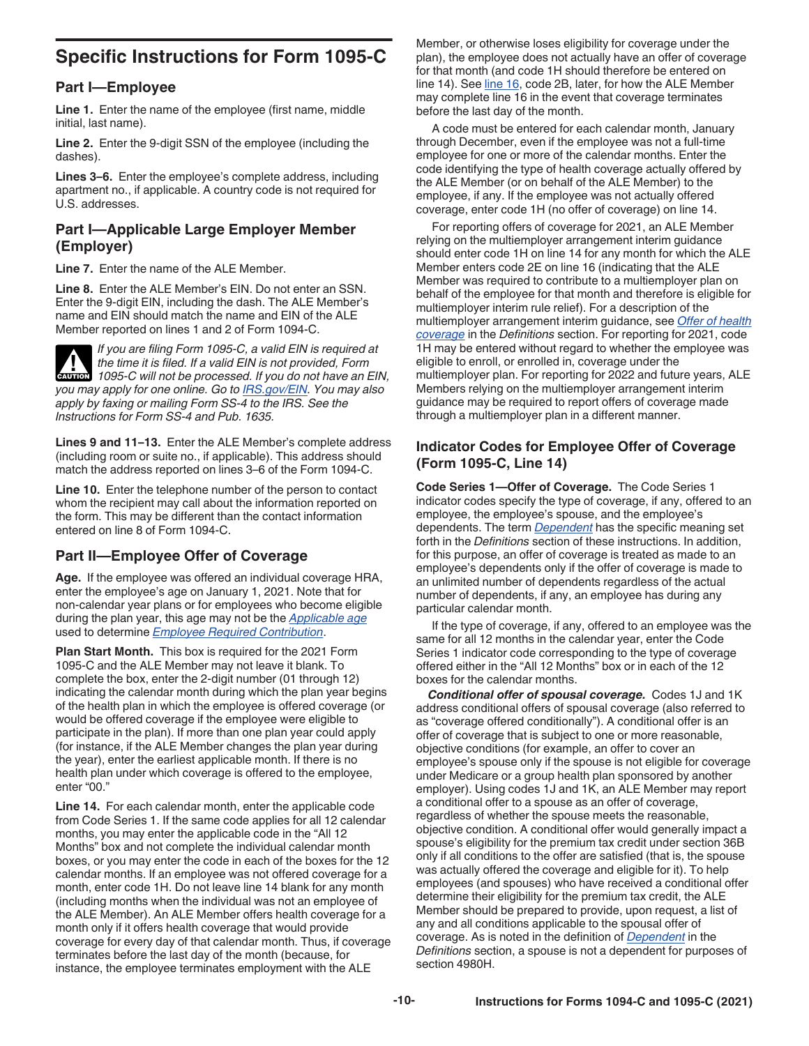## Specific Instructions for Form 1095-C

### Part I—Employee

**Line 1.** Enter the name of the employee (first name, middle initial, last name).

**Line 2.** Enter the 9-digit SSN of the employee (including the dashes).

**Lines 3–6.** Enter the employee's complete address, including apartment no., if applicable. A country code is not required for U.S. addresses.

### Part I—Applicable Large Employer Member (Employer)

**Line 7.** Enter the name of the ALE Member.

**Line 8.** Enter the ALE Member's EIN. Do not enter an SSN. Enter the 9-digit EIN, including the dash. The ALE Member's name and EIN should match the name and EIN of the ALE Member reported on lines 1 and 2 of Form 1094-C.

**CAUTION:** *If you are filing Form 1095-C, a valid EIN is required at the time it is filed. If a valid EIN is not provided, Form 1095-C will not be processed. If you do not have an EIN, you may apply for one online. Go to IRS.gov/EIN. You may also apply by faxing or mailing Form SS-4 to the IRS. See the Instructions for Form SS-4 and Pub. 1635.*

**Lines 9 and 11–13.** Enter the ALE Member's complete address (including room or suite no., if applicable). This address should match the address reported on lines 3–6 of the Form 1094-C.

**Line 10.** Enter the telephone number of the person to contact whom the recipient may call about the information reported on the form. This may be different than the contact information entered on line 8 of Form 1094-C.

### Part II—Employee Offer of Coverage

**Age.** If the employee was offered an individual coverage HRA, enter the employee's age on January 1, 2021. Note that for non-calendar year plans or for employees who become eligible during the plan year, this age may not be the *Applicable age* used to determine *Employee Required Contribution*.

**Plan Start Month.** This box is required for the 2021 Form 1095-C and the ALE Member may not leave it blank. To complete the box, enter the 2-digit number (01 through 12) indicating the calendar month during which the plan year begins of the health plan in which the employee is offered coverage (or would be offered coverage if the employee were eligible to participate in the plan). If more than one plan year could apply (for instance, if the ALE Member changes the plan year during the year), enter the earliest applicable month. If there is no health plan under which coverage is offered to the employee, enter "00."

**Line 14.** For each calendar month, enter the applicable code from Code Series 1. If the same code applies for all 12 calendar months, you may enter the applicable code in the "All 12 Months" box and not complete the individual calendar month boxes, or you may enter the code in each of the boxes for the 12 calendar months. If an employee was not offered coverage for a month, enter code 1H. Do not leave line 14 blank for any month (including months when the individual was not an employee of the ALE Member). An ALE Member offers health coverage for a month only if it offers health coverage that would provide coverage for every day of that calendar month. Thus, if coverage terminates before the last day of the month (because, for instance, the employee terminates employment with the ALE Member, or otherwise loses eligibility for coverage under the plan), the employee does not actually have an offer of coverage for that month (and code 1H should therefore be entered on line 14). See line 16, code 2B, later, for how the ALE Member may complete line 16 in the event that coverage terminates before the last day of the month.

A code must be entered for each calendar month, January through December, even if the employee was not a full-time employee for one or more of the calendar months. Enter the code identifying the type of health coverage actually offered by the ALE Member (or on behalf of the ALE Member) to the employee, if any. If the employee was not actually offered coverage, enter code 1H (no offer of coverage) on line 14.

For reporting offers of coverage for 2021, an ALE Member relying on the multiemployer arrangement interim guidance should enter code 1H on line 14 for any month for which the ALE Member enters code 2E on line 16 (indicating that the ALE Member was required to contribute to a multiemployer plan on behalf of the employee for that month and therefore is eligible for multiemployer interim rule relief). For a description of the multiemployer arrangement interim guidance, see *Offer of health coverage* in the *Definitions* section. For reporting for 2021, code 1H may be entered without regard to whether the employee was eligible to enroll, or enrolled in, coverage under the multiemployer plan. For reporting for 2022 and future years, ALE Members relying on the multiemployer arrangement interim guidance may be required to report offers of coverage made through a multiemployer plan in a different manner.

### Indicator Codes for Employee Offer of Coverage (Form 1095-C, Line 14)

**Code Series 1—Offer of Coverage.** The Code Series 1 indicator codes specify the type of coverage, if any, offered to an employee, the employee's spouse, and the employee's dependents. The term *Dependent* has the specific meaning set forth in the *Definitions* section of these instructions. In addition, for this purpose, an offer of coverage is treated as made to an employee's dependents only if the offer of coverage is made to an unlimited number of dependents regardless of the actual number of dependents, if any, an employee has during any particular calendar month.

If the type of coverage, if any, offered to an employee was the same for all 12 months in the calendar year, enter the Code Series 1 indicator code corresponding to the type of coverage offered either in the "All 12 Months" box or in each of the 12 boxes for the calendar months.

***Conditional offer of spousal coverage.*** Codes 1J and 1K address conditional offers of spousal coverage (also referred to as "coverage offered conditionally"). A conditional offer is an offer of coverage that is subject to one or more reasonable, objective conditions (for example, an offer to cover an employee's spouse only if the spouse is not eligible for coverage under Medicare or a group health plan sponsored by another employer). Using codes 1J and 1K, an ALE Member may report a conditional offer to a spouse as an offer of coverage, regardless of whether the spouse meets the reasonable, objective condition. A conditional offer would generally impact a spouse's eligibility for the premium tax credit under section 36B only if all conditions to the offer are satisfied (that is, the spouse was actually offered the coverage and eligible for it). To help employees (and spouses) who have received a conditional offer determine their eligibility for the premium tax credit, the ALE Member should be prepared to provide, upon request, a list of any and all conditions applicable to the spousal offer of coverage. As is noted in the definition of *Dependent* in the *Definitions* section, a spouse is not a dependent for purposes of section 4980H.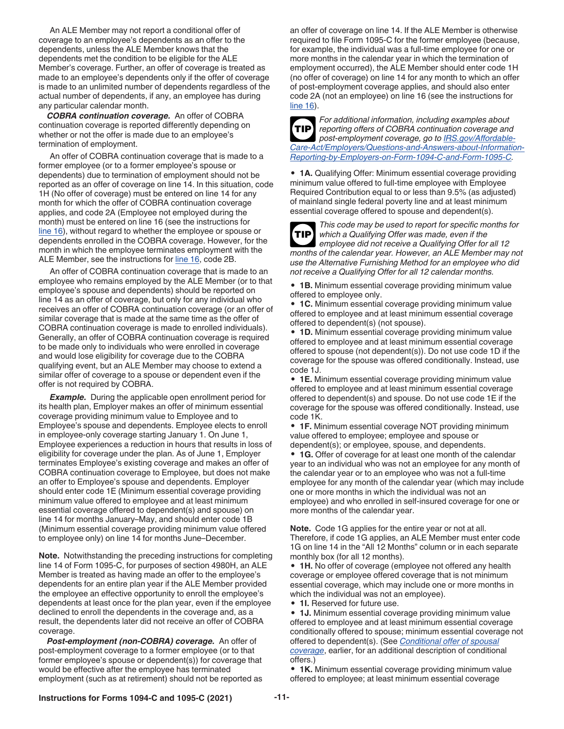An ALE Member may not report a conditional offer of coverage to an employee's dependents as an offer to the dependents, unless the ALE Member knows that the dependents met the condition to be eligible for the ALE Member's coverage. Further, an offer of coverage is treated as made to an employee's dependents only if the offer of coverage is made to an unlimited number of dependents regardless of the actual number of dependents, if any, an employee has during any particular calendar month.

***COBRA continuation coverage.*** An offer of COBRA continuation coverage is reported differently depending on whether or not the offer is made due to an employee's termination of employment.

An offer of COBRA continuation coverage that is made to a former employee (or to a former employee's spouse or dependents) due to termination of employment should not be reported as an offer of coverage on line 14. In this situation, code 1H (No offer of coverage) must be entered on line 14 for any month for which the offer of COBRA continuation coverage applies, and code 2A (Employee not employed during the month) must be entered on line 16 (see the instructions for line 16), without regard to whether the employee or spouse or dependents enrolled in the COBRA coverage. However, for the month in which the employee terminates employment with the ALE Member, see the instructions for line 16, code 2B.

An offer of COBRA continuation coverage that is made to an employee who remains employed by the ALE Member (or to that employee's spouse and dependents) should be reported on line 14 as an offer of coverage, but only for any individual who receives an offer of COBRA continuation coverage (or an offer of similar coverage that is made at the same time as the offer of COBRA continuation coverage is made to enrolled individuals). Generally, an offer of COBRA continuation coverage is required to be made only to individuals who were enrolled in coverage and would lose eligibility for coverage due to the COBRA qualifying event, but an ALE Member may choose to extend a similar offer of coverage to a spouse or dependent even if the offer is not required by COBRA.

***Example.*** During the applicable open enrollment period for its health plan, Employer makes an offer of minimum essential coverage providing minimum value to Employee and to Employee's spouse and dependents. Employee elects to enroll in employee-only coverage starting January 1. On June 1, Employee experiences a reduction in hours that results in loss of eligibility for coverage under the plan. As of June 1, Employer terminates Employee's existing coverage and makes an offer of COBRA continuation coverage to Employee, but does not make an offer to Employee's spouse and dependents. Employer should enter code 1E (Minimum essential coverage providing minimum value offered to employee and at least minimum essential coverage offered to dependent(s) and spouse) on line 14 for months January–May, and should enter code 1B (Minimum essential coverage providing minimum value offered to employee only) on line 14 for months June–December.

**Note.** Notwithstanding the preceding instructions for completing line 14 of Form 1095-C, for purposes of section 4980H, an ALE Member is treated as having made an offer to the employee's dependents for an entire plan year if the ALE Member provided the employee an effective opportunity to enroll the employee's dependents at least once for the plan year, even if the employee declined to enroll the dependents in the coverage and, as a result, the dependents later did not receive an offer of COBRA coverage.

***Post-employment (non-COBRA) coverage.*** An offer of post-employment coverage to a former employee (or to that former employee's spouse or dependent(s)) for coverage that would be effective after the employee has terminated employment (such as at retirement) should not be reported as an offer of coverage on line 14. If the ALE Member is otherwise required to file Form 1095-C for the former employee (because, for example, the individual was a full-time employee for one or more months in the calendar year in which the termination of employment occurred), the ALE Member should enter code 1H (no offer of coverage) on line 14 for any month to which an offer of post-employment coverage applies, and should also enter code 2A (not an employee) on line 16 (see the instructions for line 16).

**TIP** *For additional information, including examples about reporting offers of COBRA continuation coverage and post-employment coverage, go to IRS.gov/Affordable-Care-Act/Employers/Questions-and-Answers-about-Information-Reporting-by-Employers-on-Form-1094-C-and-Form-1095-C.*

- **1A.** Qualifying Offer: Minimum essential coverage providing minimum value offered to full-time employee with Employee Required Contribution equal to or less than 9.5% (as adjusted) of mainland single federal poverty line and at least minimum essential coverage offered to spouse and dependent(s).

**TIP** *This code may be used to report for specific months for which a Qualifying Offer was made, even if the employee did not receive a Qualifying Offer for all 12 months of the calendar year. However, an ALE Member may not use the Alternative Furnishing Method for an employee who did not receive a Qualifying Offer for all 12 calendar months.*

- **1B.** Minimum essential coverage providing minimum value offered to employee only.
- **1C.** Minimum essential coverage providing minimum value offered to employee and at least minimum essential coverage offered to dependent(s) (not spouse).
- **1D.** Minimum essential coverage providing minimum value offered to employee and at least minimum essential coverage offered to spouse (not dependent(s)). Do not use code 1D if the coverage for the spouse was offered conditionally. Instead, use code 1J.
- **1E.** Minimum essential coverage providing minimum value offered to employee and at least minimum essential coverage offered to dependent(s) and spouse. Do not use code 1E if the coverage for the spouse was offered conditionally. Instead, use code 1K.
- **1F.** Minimum essential coverage NOT providing minimum value offered to employee; employee and spouse or dependent(s); or employee, spouse, and dependents.
- **1G.** Offer of coverage for at least one month of the calendar year to an individual who was not an employee for any month of the calendar year or to an employee who was not a full-time employee for any month of the calendar year (which may include one or more months in which the individual was not an employee) and who enrolled in self-insured coverage for one or more months of the calendar year.

**Note.** Code 1G applies for the entire year or not at all. Therefore, if code 1G applies, an ALE Member must enter code 1G on line 14 in the "All 12 Months" column or in each separate monthly box (for all 12 months).

- **1H.** No offer of coverage (employee not offered any health coverage or employee offered coverage that is not minimum essential coverage, which may include one or more months in which the individual was not an employee).
- **1I.** Reserved for future use.
- **1J.** Minimum essential coverage providing minimum value offered to employee and at least minimum essential coverage conditionally offered to spouse; minimum essential coverage not offered to dependent(s). (See *Conditional offer of spousal coverage*, earlier, for an additional description of conditional offers.)
- **1K.** Minimum essential coverage providing minimum value offered to employee; at least minimum essential coverage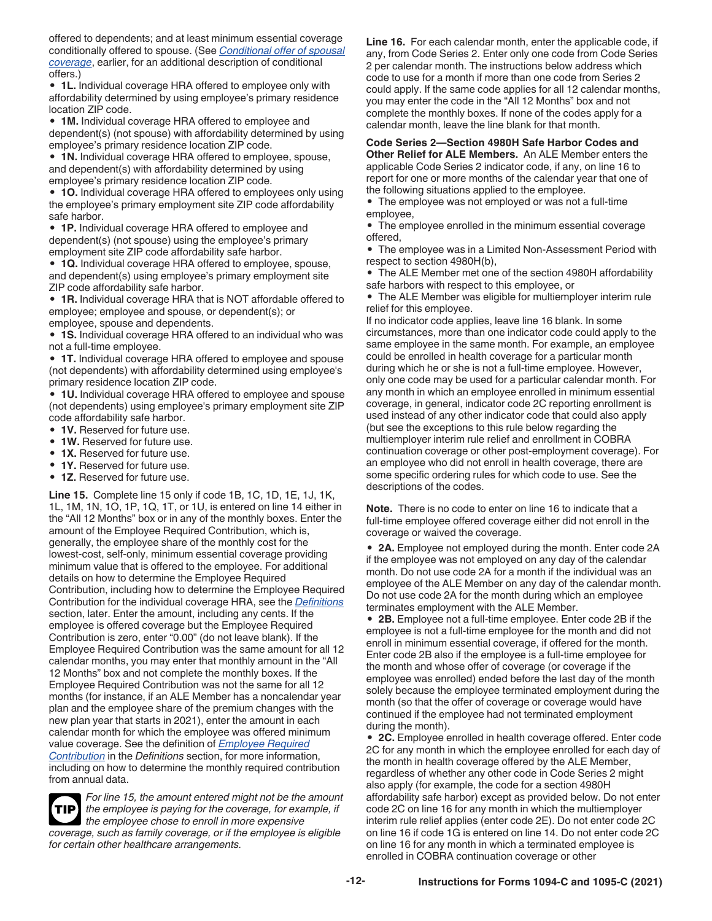offered to dependents; and at least minimum essential coverage conditionally offered to spouse. (See *Conditional offer of spousal coverage*, earlier, for an additional description of conditional offers.)

- **1L.** Individual coverage HRA offered to employee only with affordability determined by using employee's primary residence location ZIP code.
- **1M.** Individual coverage HRA offered to employee and dependent(s) (not spouse) with affordability determined by using employee's primary residence location ZIP code.
- **1N.** Individual coverage HRA offered to employee, spouse, and dependent(s) with affordability determined by using employee's primary residence location ZIP code.
- **1O.** Individual coverage HRA offered to employees only using the employee's primary employment site ZIP code affordability safe harbor.
- **1P.** Individual coverage HRA offered to employee and dependent(s) (not spouse) using the employee's primary employment site ZIP code affordability safe harbor.
- **1Q.** Individual coverage HRA offered to employee, spouse, and dependent(s) using employee's primary employment site ZIP code affordability safe harbor.
- **1R.** Individual coverage HRA that is NOT affordable offered to employee; employee and spouse, or dependent(s); or employee, spouse and dependents.
- **1S.** Individual coverage HRA offered to an individual who was not a full-time employee.
- **1T.** Individual coverage HRA offered to employee and spouse (not dependents) with affordability determined using employee's primary residence location ZIP code.
- **1U.** Individual coverage HRA offered to employee and spouse (not dependents) using employee's primary employment site ZIP code affordability safe harbor.
- **1V.** Reserved for future use.
- **1W.** Reserved for future use.
- **1X.** Reserved for future use.
- **1Y.** Reserved for future use.
- **1Z.** Reserved for future use.

**Line 15.** Complete line 15 only if code 1B, 1C, 1D, 1E, 1J, 1K, 1L, 1M, 1N, 1O, 1P, 1Q, 1T, or 1U, is entered on line 14 either in the "All 12 Months" box or in any of the monthly boxes. Enter the amount of the Employee Required Contribution, which is, generally, the employee share of the monthly cost for the lowest-cost, self-only, minimum essential coverage providing minimum value that is offered to the employee. For additional details on how to determine the Employee Required Contribution, including how to determine the Employee Required Contribution for the individual coverage HRA, see the *Definitions* section, later. Enter the amount, including any cents. If the employee is offered coverage but the Employee Required Contribution is zero, enter "0.00" (do not leave blank). If the Employee Required Contribution was the same amount for all 12 calendar months, you may enter that monthly amount in the "All 12 Months" box and not complete the monthly boxes. If the Employee Required Contribution was not the same for all 12 months (for instance, if an ALE Member has a noncalendar year plan and the employee share of the premium changes with the new plan year that starts in 2021), enter the amount in each calendar month for which the employee was offered minimum value coverage. See the definition of *Employee Required Contribution* in the *Definitions* section, for more information, including on how to determine the monthly required contribution from annual data.

**TIP** *For line 15, the amount entered might not be the amount the employee is paying for the coverage, for example, if the employee chose to enroll in more expensive coverage, such as family coverage, or if the employee is eligible for certain other healthcare arrangements.*

**Line 16.** For each calendar month, enter the applicable code, if any, from Code Series 2. Enter only one code from Code Series 2 per calendar month. The instructions below address which code to use for a month if more than one code from Series 2 could apply. If the same code applies for all 12 calendar months, you may enter the code in the "All 12 Months" box and not complete the monthly boxes. If none of the codes apply for a calendar month, leave the line blank for that month.

**Code Series 2—Section 4980H Safe Harbor Codes and Other Relief for ALE Members.** An ALE Member enters the applicable Code Series 2 indicator code, if any, on line 16 to report for one or more months of the calendar year that one of the following situations applied to the employee.

- The employee was not employed or was not a full-time employee,
- The employee enrolled in the minimum essential coverage offered,
- The employee was in a Limited Non-Assessment Period with respect to section 4980H(b),
- The ALE Member met one of the section 4980H affordability safe harbors with respect to this employee, or
- The ALE Member was eligible for multiemployer interim rule relief for this employee.

If no indicator code applies, leave line 16 blank. In some circumstances, more than one indicator code could apply to the same employee in the same month. For example, an employee could be enrolled in health coverage for a particular month during which he or she is not a full-time employee. However, only one code may be used for a particular calendar month. For any month in which an employee enrolled in minimum essential coverage, in general, indicator code 2C reporting enrollment is used instead of any other indicator code that could also apply (but see the exceptions to this rule below regarding the multiemployer interim rule relief and enrollment in COBRA continuation coverage or other post-employment coverage). For an employee who did not enroll in health coverage, there are some specific ordering rules for which code to use. See the descriptions of the codes.

**Note.** There is no code to enter on line 16 to indicate that a full-time employee offered coverage either did not enroll in the coverage or waived the coverage.

- **2A.** Employee not employed during the month. Enter code 2A if the employee was not employed on any day of the calendar month. Do not use code 2A for a month if the individual was an employee of the ALE Member on any day of the calendar month. Do not use code 2A for the month during which an employee terminates employment with the ALE Member.
- **2B.** Employee not a full-time employee. Enter code 2B if the employee is not a full-time employee for the month and did not enroll in minimum essential coverage, if offered for the month. Enter code 2B also if the employee is a full-time employee for the month and whose offer of coverage (or coverage if the employee was enrolled) ended before the last day of the month solely because the employee terminated employment during the month (so that the offer of coverage or coverage would have continued if the employee had not terminated employment during the month).
- **2C.** Employee enrolled in health coverage offered. Enter code 2C for any month in which the employee enrolled for each day of the month in health coverage offered by the ALE Member, regardless of whether any other code in Code Series 2 might also apply (for example, the code for a section 4980H affordability safe harbor) except as provided below. Do not enter code 2C on line 16 for any month in which the multiemployer interim rule relief applies (enter code 2E). Do not enter code 2C on line 16 if code 1G is entered on line 14. Do not enter code 2C on line 16 for any month in which a terminated employee is enrolled in COBRA continuation coverage or other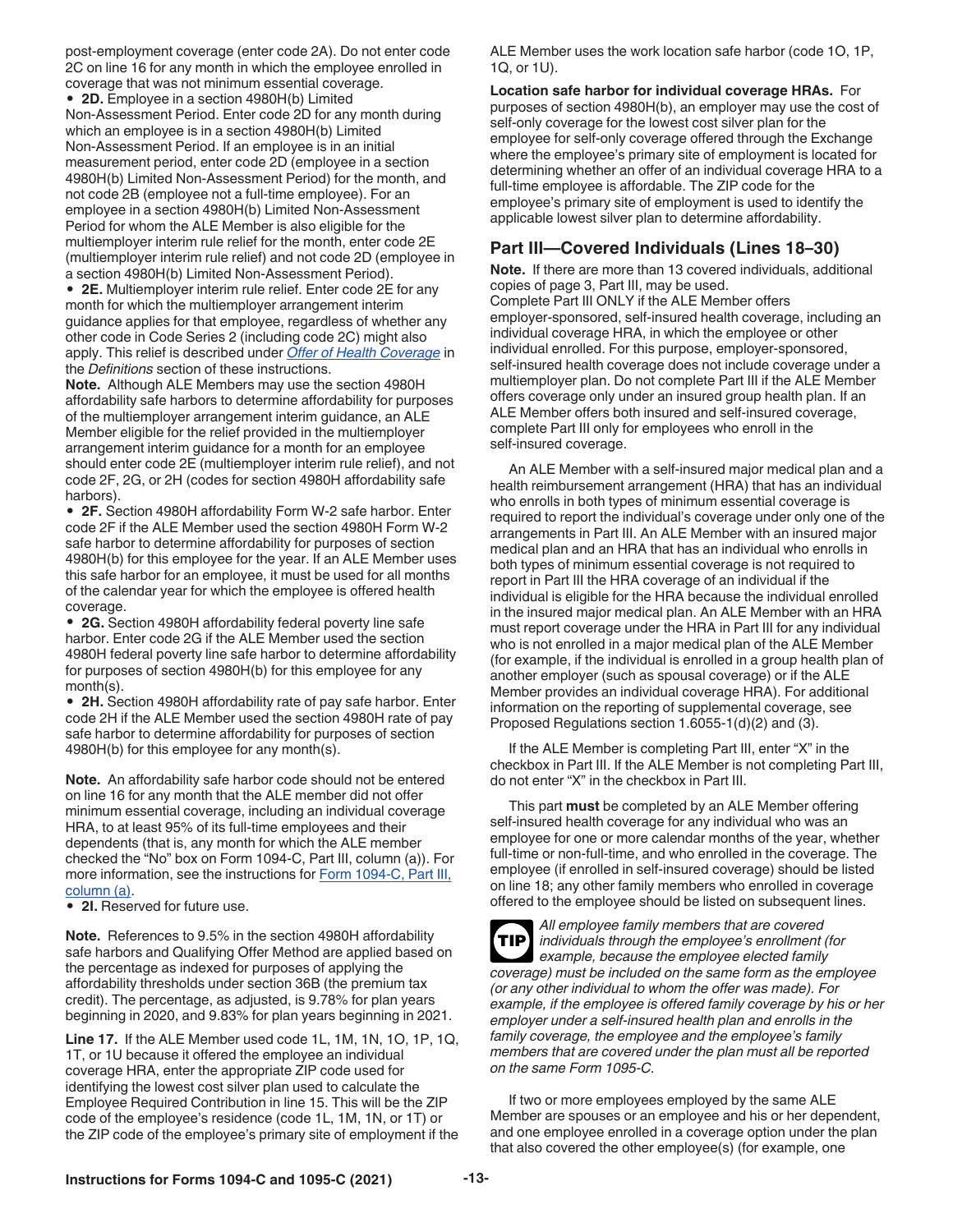post-employment coverage (enter code 2A). Do not enter code 2C on line 16 for any month in which the employee enrolled in coverage that was not minimum essential coverage.

- **2D.** Employee in a section 4980H(b) Limited Non-Assessment Period. Enter code 2D for any month during which an employee is in a section 4980H(b) Limited Non-Assessment Period. If an employee is in an initial measurement period, enter code 2D (employee in a section 4980H(b) Limited Non-Assessment Period) for the month, and not code 2B (employee not a full-time employee). For an employee in a section 4980H(b) Limited Non-Assessment Period for whom the ALE Member is also eligible for the multiemployer interim rule relief for the month, enter code 2E (multiemployer interim rule relief) and not code 2D (employee in a section 4980H(b) Limited Non-Assessment Period).
- **2E.** Multiemployer interim rule relief. Enter code 2E for any month for which the multiemployer arrangement interim guidance applies for that employee, regardless of whether any other code in Code Series 2 (including code 2C) might also apply. This relief is described under *Offer of Health Coverage* in the *Definitions* section of these instructions.

**Note.** Although ALE Members may use the section 4980H affordability safe harbors to determine affordability for purposes of the multiemployer arrangement interim guidance, an ALE Member eligible for the relief provided in the multiemployer arrangement interim guidance for a month for an employee should enter code 2E (multiemployer interim rule relief), and not code 2F, 2G, or 2H (codes for section 4980H affordability safe harbors).

- **2F.** Section 4980H affordability Form W-2 safe harbor. Enter code 2F if the ALE Member used the section 4980H Form W-2 safe harbor to determine affordability for purposes of section 4980H(b) for this employee for the year. If an ALE Member uses this safe harbor for an employee, it must be used for all months of the calendar year for which the employee is offered health coverage.
- **2G.** Section 4980H affordability federal poverty line safe harbor. Enter code 2G if the ALE Member used the section 4980H federal poverty line safe harbor to determine affordability for purposes of section 4980H(b) for this employee for any month(s).
- **2H.** Section 4980H affordability rate of pay safe harbor. Enter code 2H if the ALE Member used the section 4980H rate of pay safe harbor to determine affordability for purposes of section 4980H(b) for this employee for any month(s).

**Note.** An affordability safe harbor code should not be entered on line 16 for any month that the ALE member did not offer minimum essential coverage, including an individual coverage HRA, to at least 95% of its full-time employees and their dependents (that is, any month for which the ALE member checked the "No" box on Form 1094-C, Part III, column (a)). For more information, see the instructions for Form 1094-C, Part III, column (a).

- **2I.** Reserved for future use.

**Note.** References to 9.5% in the section 4980H affordability safe harbors and Qualifying Offer Method are applied based on the percentage as indexed for purposes of applying the affordability thresholds under section 36B (the premium tax credit). The percentage, as adjusted, is 9.78% for plan years beginning in 2020, and 9.83% for plan years beginning in 2021.

**Line 17.** If the ALE Member used code 1L, 1M, 1N, 1O, 1P, 1Q, 1T, or 1U because it offered the employee an individual coverage HRA, enter the appropriate ZIP code used for identifying the lowest cost silver plan used to calculate the Employee Required Contribution in line 15. This will be the ZIP code of the employee's residence (code 1L, 1M, 1N, or 1T) or the ZIP code of the employee's primary site of employment if the ALE Member uses the work location safe harbor (code 1O, 1P, 1Q, or 1U).

**Location safe harbor for individual coverage HRAs.** For purposes of section 4980H(b), an employer may use the cost of self-only coverage for the lowest cost silver plan for the employee for self-only coverage offered through the Exchange where the employee's primary site of employment is located for determining whether an offer of an individual coverage HRA to a full-time employee is affordable. The ZIP code for the employee's primary site of employment is used to identify the applicable lowest silver plan to determine affordability.

## Part III—Covered Individuals (Lines 18–30)

**Note.** If there are more than 13 covered individuals, additional copies of page 3, Part III, may be used.

Complete Part III ONLY if the ALE Member offers employer-sponsored, self-insured health coverage, including an individual coverage HRA, in which the employee or other individual enrolled. For this purpose, employer-sponsored, self-insured health coverage does not include coverage under a multiemployer plan. Do not complete Part III if the ALE Member offers coverage only under an insured group health plan. If an ALE Member offers both insured and self-insured coverage, complete Part III only for employees who enroll in the self-insured coverage.

An ALE Member with a self-insured major medical plan and a health reimbursement arrangement (HRA) that has an individual who enrolls in both types of minimum essential coverage is required to report the individual's coverage under only one of the arrangements in Part III. An ALE Member with an insured major medical plan and an HRA that has an individual who enrolls in both types of minimum essential coverage is not required to report in Part III the HRA coverage of an individual if the individual is eligible for the HRA because the individual enrolled in the insured major medical plan. An ALE Member with an HRA must report coverage under the HRA in Part III for any individual who is not enrolled in a major medical plan of the ALE Member (for example, if the individual is enrolled in a group health plan of another employer (such as spousal coverage) or if the ALE Member provides an individual coverage HRA). For additional information on the reporting of supplemental coverage, see Proposed Regulations section 1.6055-1(d)(2) and (3).

If the ALE Member is completing Part III, enter "X" in the checkbox in Part III. If the ALE Member is not completing Part III, do not enter "X" in the checkbox in Part III.

This part **must** be completed by an ALE Member offering self-insured health coverage for any individual who was an employee for one or more calendar months of the year, whether full-time or non-full-time, and who enrolled in the coverage. The employee (if enrolled in self-insured coverage) should be listed on line 18; any other family members who enrolled in coverage offered to the employee should be listed on subsequent lines.

**TIP** *All employee family members that are covered individuals through the employee's enrollment (for example, because the employee elected family coverage) must be included on the same form as the employee (or any other individual to whom the offer was made). For example, if the employee is offered family coverage by his or her employer under a self-insured health plan and enrolls in the family coverage, the employee and the employee's family members that are covered under the plan must all be reported on the same Form 1095-C.*

If two or more employees employed by the same ALE Member are spouses or an employee and his or her dependent, and one employee enrolled in a coverage option under the plan that also covered the other employee(s) (for example, one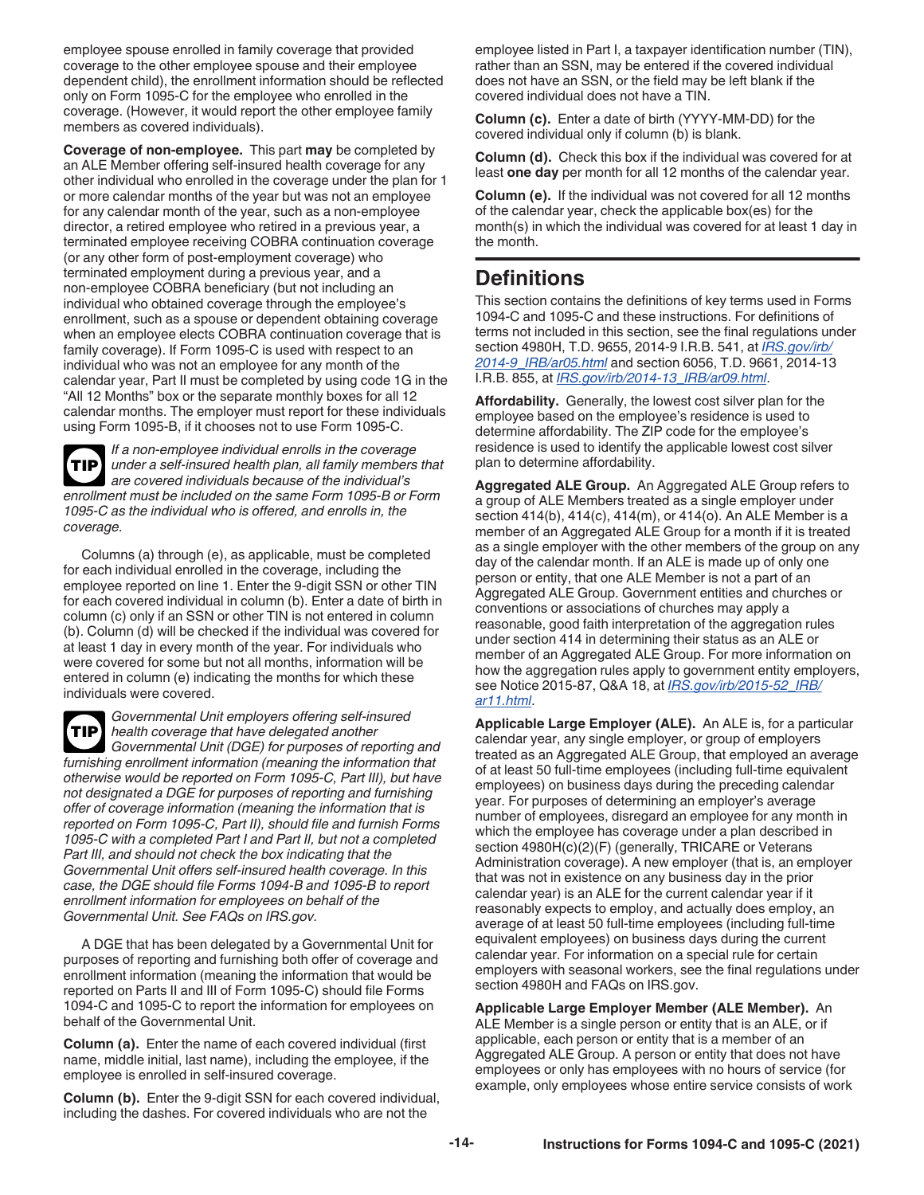employee spouse enrolled in family coverage that provided coverage to the other employee spouse and their employee dependent child), the enrollment information should be reflected only on Form 1095-C for the employee who enrolled in the coverage. (However, it would report the other employee family members as covered individuals).

**Coverage of non-employee.** This part **may** be completed by an ALE Member offering self-insured health coverage for any other individual who enrolled in the coverage under the plan for 1 or more calendar months of the year but was not an employee for any calendar month of the year, such as a non-employee director, a retired employee who retired in a previous year, a terminated employee receiving COBRA continuation coverage (or any other form of post-employment coverage) who terminated employment during a previous year, and a non-employee COBRA beneficiary (but not including an individual who obtained coverage through the employee's enrollment, such as a spouse or dependent obtaining coverage when an employee elects COBRA continuation coverage that is family coverage). If Form 1095-C is used with respect to an individual who was not an employee for any month of the calendar year, Part II must be completed by using code 1G in the "All 12 Months" box or the separate monthly boxes for all 12 calendar months. The employer must report for these individuals using Form 1095-B, if it chooses not to use Form 1095-C.

**TIP** *If a non-employee individual enrolls in the coverage under a self-insured health plan, all family members that are covered individuals because of the individual's enrollment must be included on the same Form 1095-B or Form 1095-C as the individual who is offered, and enrolls in, the coverage.*

Columns (a) through (e), as applicable, must be completed for each individual enrolled in the coverage, including the employee reported on line 1. Enter the 9-digit SSN or other TIN for each covered individual in column (b). Enter a date of birth in column (c) only if an SSN or other TIN is not entered in column (b). Column (d) will be checked if the individual was covered for at least 1 day in every month of the year. For individuals who were covered for some but not all months, information will be entered in column (e) indicating the months for which these individuals were covered.

**TIP** *Governmental Unit employers offering self-insured health coverage that have delegated another Governmental Unit (DGE) for purposes of reporting and furnishing enrollment information (meaning the information that otherwise would be reported on Form 1095-C, Part III), but have not designated a DGE for purposes of reporting and furnishing offer of coverage information (meaning the information that is reported on Form 1095-C, Part II), should file and furnish Forms 1095-C with a completed Part I and Part II, but not a completed Part III, and should not check the box indicating that the Governmental Unit offers self-insured health coverage. In this case, the DGE should file Forms 1094-B and 1095-B to report enrollment information for employees on behalf of the Governmental Unit. See FAQs on IRS.gov.*

A DGE that has been delegated by a Governmental Unit for purposes of reporting and furnishing both offer of coverage and enrollment information (meaning the information that would be reported on Parts II and III of Form 1095-C) should file Forms 1094-C and 1095-C to report the information for employees on behalf of the Governmental Unit.

**Column (a).** Enter the name of each covered individual (first name, middle initial, last name), including the employee, if the employee is enrolled in self-insured coverage.

**Column (b).** Enter the 9-digit SSN for each covered individual, including the dashes. For covered individuals who are not the employee listed in Part I, a taxpayer identification number (TIN), rather than an SSN, may be entered if the covered individual does not have an SSN, or the field may be left blank if the covered individual does not have a TIN.

**Column (c).** Enter a date of birth (YYYY-MM-DD) for the covered individual only if column (b) is blank.

**Column (d).** Check this box if the individual was covered for at least **one day** per month for all 12 months of the calendar year.

**Column (e).** If the individual was not covered for all 12 months of the calendar year, check the applicable box(es) for the month(s) in which the individual was covered for at least 1 day in the month.

## Definitions

This section contains the definitions of key terms used in Forms 1094-C and 1095-C and these instructions. For definitions of terms not included in this section, see the final regulations under section 4980H, T.D. 9655, 2014-9 I.R.B. 541, at *IRS.gov/irb/2014-9_IRB/ar05.html* and section 6056, T.D. 9661, 2014-13 I.R.B. 855, at *IRS.gov/irb/2014-13_IRB/ar09.html*.

**Affordability.** Generally, the lowest cost silver plan for the employee based on the employee's residence is used to determine affordability. The ZIP code for the employee's residence is used to identify the applicable lowest cost silver plan to determine affordability.

**Aggregated ALE Group.** An Aggregated ALE Group refers to a group of ALE Members treated as a single employer under section 414(b), 414(c), 414(m), or 414(o). An ALE Member is a member of an Aggregated ALE Group for a month if it is treated as a single employer with the other members of the group on any day of the calendar month. If an ALE is made up of only one person or entity, that one ALE Member is not a part of an Aggregated ALE Group. Government entities and churches or conventions or associations of churches may apply a reasonable, good faith interpretation of the aggregation rules under section 414 in determining their status as an ALE or member of an Aggregated ALE Group. For more information on how the aggregation rules apply to government entity employers, see Notice 2015-87, Q&A 18, at *IRS.gov/irb/2015-52_IRB/ar11.html*.

**Applicable Large Employer (ALE).** An ALE is, for a particular calendar year, any single employer, or group of employers treated as an Aggregated ALE Group, that employed an average of at least 50 full-time employees (including full-time equivalent employees) on business days during the preceding calendar year. For purposes of determining an employer's average number of employees, disregard an employee for any month in which the employee has coverage under a plan described in section 4980H(c)(2)(F) (generally, TRICARE or Veterans Administration coverage). A new employer (that is, an employer that was not in existence on any business day in the prior calendar year) is an ALE for the current calendar year if it reasonably expects to employ, and actually does employ, an average of at least 50 full-time employees (including full-time equivalent employees) on business days during the current calendar year. For information on a special rule for certain employers with seasonal workers, see the final regulations under section 4980H and FAQs on IRS.gov.

**Applicable Large Employer Member (ALE Member).** An ALE Member is a single person or entity that is an ALE, or if applicable, each person or entity that is a member of an Aggregated ALE Group. A person or entity that does not have employees or only has employees with no hours of service (for example, only employees whose entire service consists of work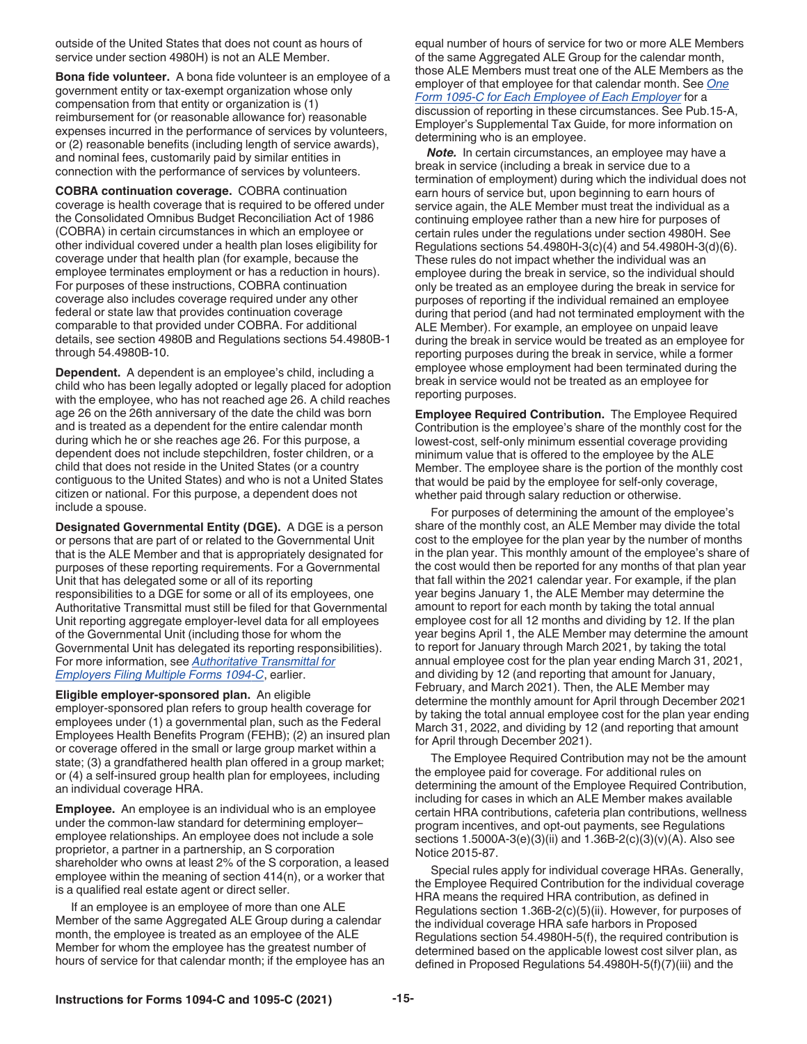outside of the United States that does not count as hours of service under section 4980H) is not an ALE Member.

**Bona fide volunteer.** A bona fide volunteer is an employee of a government entity or tax-exempt organization whose only compensation from that entity or organization is (1) reimbursement for (or reasonable allowance for) reasonable expenses incurred in the performance of services by volunteers, or (2) reasonable benefits (including length of service awards), and nominal fees, customarily paid by similar entities in connection with the performance of services by volunteers.

**COBRA continuation coverage.** COBRA continuation coverage is health coverage that is required to be offered under the Consolidated Omnibus Budget Reconciliation Act of 1986 (COBRA) in certain circumstances in which an employee or other individual covered under a health plan loses eligibility for coverage under that health plan (for example, because the employee terminates employment or has a reduction in hours). For purposes of these instructions, COBRA continuation coverage also includes coverage required under any other federal or state law that provides continuation coverage comparable to that provided under COBRA. For additional details, see section 4980B and Regulations sections 54.4980B-1 through 54.4980B-10.

**Dependent.** A dependent is an employee's child, including a child who has been legally adopted or legally placed for adoption with the employee, who has not reached age 26. A child reaches age 26 on the 26th anniversary of the date the child was born and is treated as a dependent for the entire calendar month during which he or she reaches age 26. For this purpose, a dependent does not include stepchildren, foster children, or a child that does not reside in the United States (or a country contiguous to the United States) and who is not a United States citizen or national. For this purpose, a dependent does not include a spouse.

**Designated Governmental Entity (DGE).** A DGE is a person or persons that are part of or related to the Governmental Unit that is the ALE Member and that is appropriately designated for purposes of these reporting requirements. For a Governmental Unit that has delegated some or all of its reporting responsibilities to a DGE for some or all of its employees, one Authoritative Transmittal must still be filed for that Governmental Unit reporting aggregate employer-level data for all employees of the Governmental Unit (including those for whom the Governmental Unit has delegated its reporting responsibilities). For more information, see *Authoritative Transmittal for Employers Filing Multiple Forms 1094-C*, earlier.

**Eligible employer-sponsored plan.** An eligible employer-sponsored plan refers to group health coverage for employees under (1) a governmental plan, such as the Federal Employees Health Benefits Program (FEHB); (2) an insured plan or coverage offered in the small or large group market within a state; (3) a grandfathered health plan offered in a group market; or (4) a self-insured group health plan for employees, including an individual coverage HRA.

**Employee.** An employee is an individual who is an employee under the common-law standard for determining employer–employee relationships. An employee does not include a sole proprietor, a partner in a partnership, an S corporation shareholder who owns at least 2% of the S corporation, a leased employee within the meaning of section 414(n), or a worker that is a qualified real estate agent or direct seller.

If an employee is an employee of more than one ALE Member of the same Aggregated ALE Group during a calendar month, the employee is treated as an employee of the ALE Member for whom the employee has the greatest number of hours of service for that calendar month; if the employee has an equal number of hours of service for two or more ALE Members of the same Aggregated ALE Group for the calendar month, those ALE Members must treat one of the ALE Members as the employer of that employee for that calendar month. See *One Form 1095-C for Each Employee of Each Employer* for a discussion of reporting in these circumstances. See Pub.15-A, Employer's Supplemental Tax Guide, for more information on determining who is an employee.

***Note.*** In certain circumstances, an employee may have a break in service (including a break in service due to a termination of employment) during which the individual does not earn hours of service but, upon beginning to earn hours of service again, the ALE Member must treat the individual as a continuing employee rather than a new hire for purposes of certain rules under the regulations under section 4980H. See Regulations sections 54.4980H-3(c)(4) and 54.4980H-3(d)(6). These rules do not impact whether the individual was an employee during the break in service, so the individual should only be treated as an employee during the break in service for purposes of reporting if the individual remained an employee during that period (and had not terminated employment with the ALE Member). For example, an employee on unpaid leave during the break in service would be treated as an employee for reporting purposes during the break in service, while a former employee whose employment had been terminated during the break in service would not be treated as an employee for reporting purposes.

**Employee Required Contribution.** The Employee Required Contribution is the employee's share of the monthly cost for the lowest-cost, self-only minimum essential coverage providing minimum value that is offered to the employee by the ALE Member. The employee share is the portion of the monthly cost that would be paid by the employee for self-only coverage, whether paid through salary reduction or otherwise.

For purposes of determining the amount of the employee's share of the monthly cost, an ALE Member may divide the total cost to the employee for the plan year by the number of months in the plan year. This monthly amount of the employee's share of the cost would then be reported for any months of that plan year that fall within the 2021 calendar year. For example, if the plan year begins January 1, the ALE Member may determine the amount to report for each month by taking the total annual employee cost for all 12 months and dividing by 12. If the plan year begins April 1, the ALE Member may determine the amount to report for January through March 2021, by taking the total annual employee cost for the plan year ending March 31, 2021, and dividing by 12 (and reporting that amount for January, February, and March 2021). Then, the ALE Member may determine the monthly amount for April through December 2021 by taking the total annual employee cost for the plan year ending March 31, 2022, and dividing by 12 (and reporting that amount for April through December 2021).

The Employee Required Contribution may not be the amount the employee paid for coverage. For additional rules on determining the amount of the Employee Required Contribution, including for cases in which an ALE Member makes available certain HRA contributions, cafeteria plan contributions, wellness program incentives, and opt-out payments, see Regulations sections 1.5000A-3(e)(3)(ii) and 1.36B-2(c)(3)(v)(A). Also see Notice 2015-87.

Special rules apply for individual coverage HRAs. Generally, the Employee Required Contribution for the individual coverage HRA means the required HRA contribution, as defined in Regulations section 1.36B-2(c)(5)(ii). However, for purposes of the individual coverage HRA safe harbors in Proposed Regulations section 54.4980H-5(f), the required contribution is determined based on the applicable lowest cost silver plan, as defined in Proposed Regulations 54.4980H-5(f)(7)(iii) and the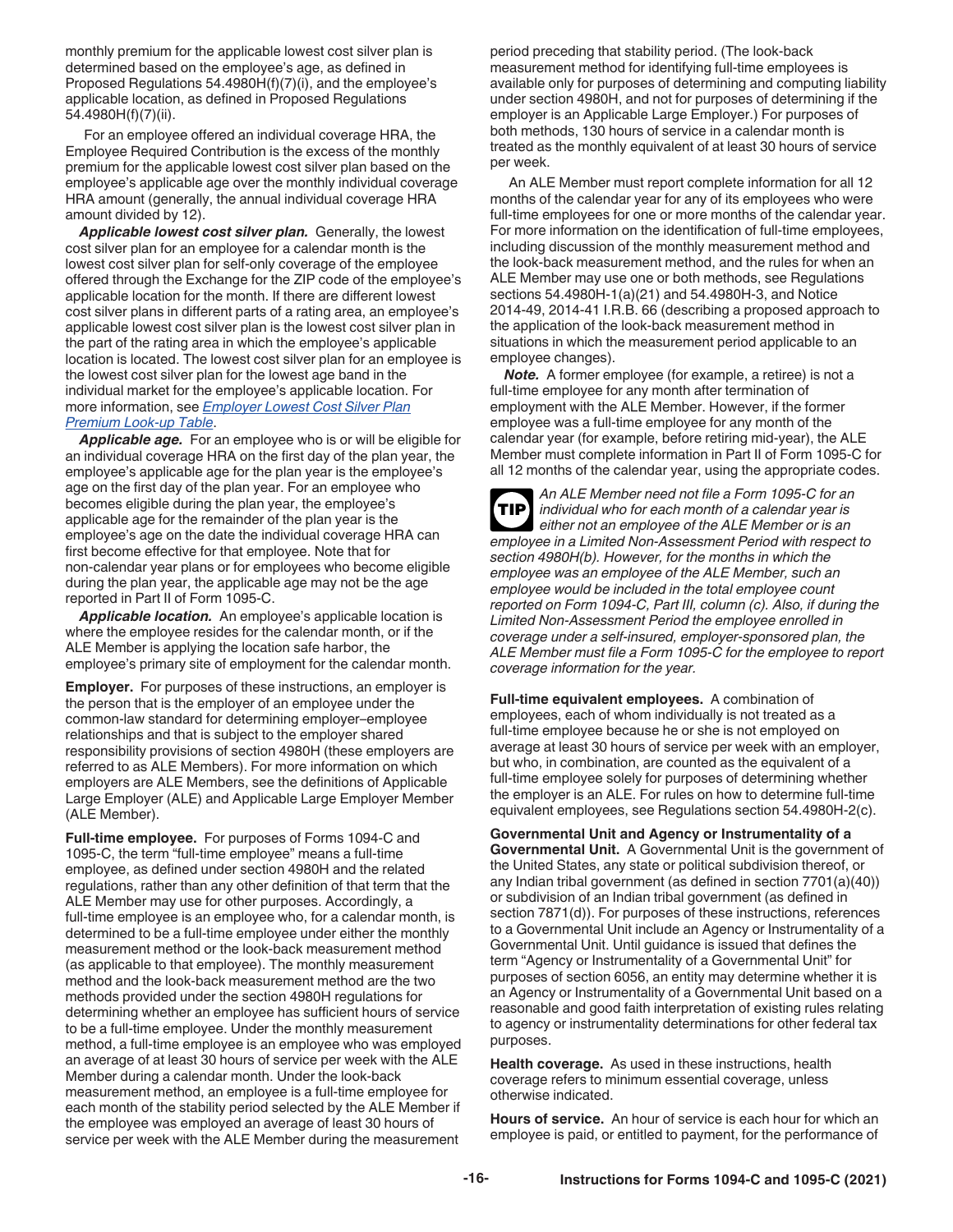monthly premium for the applicable lowest cost silver plan is determined based on the employee's age, as defined in Proposed Regulations 54.4980H(f)(7)(i), and the employee's applicable location, as defined in Proposed Regulations 54.4980H(f)(7)(ii).

For an employee offered an individual coverage HRA, the Employee Required Contribution is the excess of the monthly premium for the applicable lowest cost silver plan based on the employee's applicable age over the monthly individual coverage HRA amount (generally, the annual individual coverage HRA amount divided by 12).

***Applicable lowest cost silver plan.*** Generally, the lowest cost silver plan for an employee for a calendar month is the lowest cost silver plan for self-only coverage of the employee offered through the Exchange for the ZIP code of the employee's applicable location for the month. If there are different lowest cost silver plans in different parts of a rating area, an employee's applicable lowest cost silver plan is the lowest cost silver plan in the part of the rating area in which the employee's applicable location is located. The lowest cost silver plan for an employee is the lowest cost silver plan for the lowest age band in the individual market for the employee's applicable location. For more information, see *Employer Lowest Cost Silver Plan Premium Look-up Table*.

***Applicable age.*** For an employee who is or will be eligible for an individual coverage HRA on the first day of the plan year, the employee's applicable age for the plan year is the employee's age on the first day of the plan year. For an employee who becomes eligible during the plan year, the employee's applicable age for the remainder of the plan year is the employee's age on the date the individual coverage HRA can first become effective for that employee. Note that for non-calendar year plans or for employees who become eligible during the plan year, the applicable age may not be the age reported in Part II of Form 1095-C.

***Applicable location.*** An employee's applicable location is where the employee resides for the calendar month, or if the ALE Member is applying the location safe harbor, the employee's primary site of employment for the calendar month.

**Employer.** For purposes of these instructions, an employer is the person that is the employer of an employee under the common-law standard for determining employer–employee relationships and that is subject to the employer shared responsibility provisions of section 4980H (these employers are referred to as ALE Members). For more information on which employers are ALE Members, see the definitions of Applicable Large Employer (ALE) and Applicable Large Employer Member (ALE Member).

**Full-time employee.** For purposes of Forms 1094-C and 1095-C, the term "full-time employee" means a full-time employee, as defined under section 4980H and the related regulations, rather than any other definition of that term that the ALE Member may use for other purposes. Accordingly, a full-time employee is an employee who, for a calendar month, is determined to be a full-time employee under either the monthly measurement method or the look-back measurement method (as applicable to that employee). The monthly measurement method and the look-back measurement method are the two methods provided under the section 4980H regulations for determining whether an employee has sufficient hours of service to be a full-time employee. Under the monthly measurement method, a full-time employee is an employee who was employed an average of at least 30 hours of service per week with the ALE Member during a calendar month. Under the look-back measurement method, an employee is a full-time employee for each month of the stability period selected by the ALE Member if the employee was employed an average of least 30 hours of service per week with the ALE Member during the measurement period preceding that stability period. (The look-back measurement method for identifying full-time employees is available only for purposes of determining and computing liability under section 4980H, and not for purposes of determining if the employer is an Applicable Large Employer.) For purposes of both methods, 130 hours of service in a calendar month is treated as the monthly equivalent of at least 30 hours of service per week.

An ALE Member must report complete information for all 12 months of the calendar year for any of its employees who were full-time employees for one or more months of the calendar year. For more information on the identification of full-time employees, including discussion of the monthly measurement method and the look-back measurement method, and the rules for when an ALE Member may use one or both methods, see Regulations sections 54.4980H-1(a)(21) and 54.4980H-3, and Notice 2014-49, 2014-41 I.R.B. 66 (describing a proposed approach to the application of the look-back measurement method in situations in which the measurement period applicable to an employee changes).

***Note.*** A former employee (for example, a retiree) is not a full-time employee for any month after termination of employment with the ALE Member. However, if the former employee was a full-time employee for any month of the calendar year (for example, before retiring mid-year), the ALE Member must complete information in Part II of Form 1095-C for all 12 months of the calendar year, using the appropriate codes.

**TIP** *An ALE Member need not file a Form 1095-C for an individual who for each month of a calendar year is either not an employee of the ALE Member or is an employee in a Limited Non-Assessment Period with respect to section 4980H(b). However, for the months in which the employee was an employee of the ALE Member, such an employee would be included in the total employee count reported on Form 1094-C, Part III, column (c). Also, if during the Limited Non-Assessment Period the employee enrolled in coverage under a self-insured, employer-sponsored plan, the ALE Member must file a Form 1095-C for the employee to report coverage information for the year.*

**Full-time equivalent employees.** A combination of employees, each of whom individually is not treated as a full-time employee because he or she is not employed on average at least 30 hours of service per week with an employer, but who, in combination, are counted as the equivalent of a full-time employee solely for purposes of determining whether the employer is an ALE. For rules on how to determine full-time equivalent employees, see Regulations section 54.4980H-2(c).

**Governmental Unit and Agency or Instrumentality of a Governmental Unit.** A Governmental Unit is the government of the United States, any state or political subdivision thereof, or any Indian tribal government (as defined in section 7701(a)(40)) or subdivision of an Indian tribal government (as defined in section 7871(d)). For purposes of these instructions, references to a Governmental Unit include an Agency or Instrumentality of a Governmental Unit. Until guidance is issued that defines the term "Agency or Instrumentality of a Governmental Unit" for purposes of section 6056, an entity may determine whether it is an Agency or Instrumentality of a Governmental Unit based on a reasonable and good faith interpretation of existing rules relating to agency or instrumentality determinations for other federal tax purposes.

**Health coverage.** As used in these instructions, health coverage refers to minimum essential coverage, unless otherwise indicated.

**Hours of service.** An hour of service is each hour for which an employee is paid, or entitled to payment, for the performance of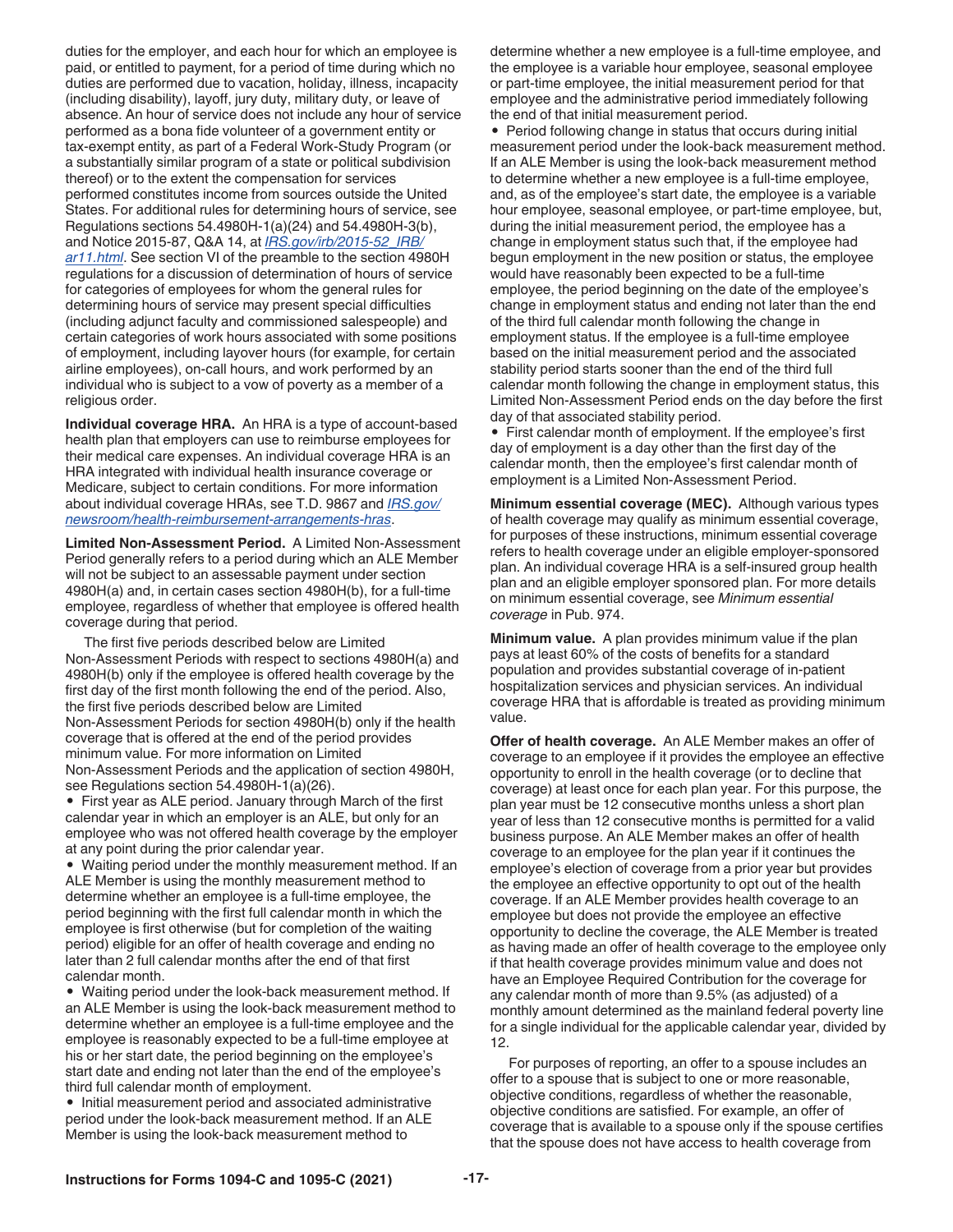duties for the employer, and each hour for which an employee is paid, or entitled to payment, for a period of time during which no duties are performed due to vacation, holiday, illness, incapacity (including disability), layoff, jury duty, military duty, or leave of absence. An hour of service does not include any hour of service performed as a bona fide volunteer of a government entity or tax-exempt entity, as part of a Federal Work-Study Program (or a substantially similar program of a state or political subdivision thereof) or to the extent the compensation for services performed constitutes income from sources outside the United States. For additional rules for determining hours of service, see Regulations sections 54.4980H-1(a)(24) and 54.4980H-3(b), and Notice 2015-87, Q&A 14, at *IRS.gov/irb/2015-52_IRB/ar11.html*. See section VI of the preamble to the section 4980H regulations for a discussion of determination of hours of service for categories of employees for whom the general rules for determining hours of service may present special difficulties (including adjunct faculty and commissioned salespeople) and certain categories of work hours associated with some positions of employment, including layover hours (for example, for certain airline employees), on-call hours, and work performed by an individual who is subject to a vow of poverty as a member of a religious order.

**Individual coverage HRA.** An HRA is a type of account-based health plan that employers can use to reimburse employees for their medical care expenses. An individual coverage HRA is an HRA integrated with individual health insurance coverage or Medicare, subject to certain conditions. For more information about individual coverage HRAs, see T.D. 9867 and *IRS.gov/newsroom/health-reimbursement-arrangements-hras*.

**Limited Non-Assessment Period.** A Limited Non-Assessment Period generally refers to a period during which an ALE Member will not be subject to an assessable payment under section 4980H(a) and, in certain cases section 4980H(b), for a full-time employee, regardless of whether that employee is offered health coverage during that period.

The first five periods described below are Limited Non-Assessment Periods with respect to sections 4980H(a) and 4980H(b) only if the employee is offered health coverage by the first day of the first month following the end of the period. Also, the first five periods described below are Limited Non-Assessment Periods for section 4980H(b) only if the health coverage that is offered at the end of the period provides minimum value. For more information on Limited Non-Assessment Periods and the application of section 4980H, see Regulations section 54.4980H-1(a)(26).

- First year as ALE period. January through March of the first calendar year in which an employer is an ALE, but only for an employee who was not offered health coverage by the employer at any point during the prior calendar year.
- Waiting period under the monthly measurement method. If an ALE Member is using the monthly measurement method to determine whether an employee is a full-time employee, the period beginning with the first full calendar month in which the employee is first otherwise (but for completion of the waiting period) eligible for an offer of health coverage and ending no later than 2 full calendar months after the end of that first calendar month.
- Waiting period under the look-back measurement method. If an ALE Member is using the look-back measurement method to determine whether an employee is a full-time employee and the employee is reasonably expected to be a full-time employee at his or her start date, the period beginning on the employee's start date and ending not later than the end of the employee's third full calendar month of employment.
- Initial measurement period and associated administrative period under the look-back measurement method. If an ALE Member is using the look-back measurement method to determine whether a new employee is a full-time employee, and the employee is a variable hour employee, seasonal employee or part-time employee, the initial measurement period for that employee and the administrative period immediately following the end of that initial measurement period.
- Period following change in status that occurs during initial measurement period under the look-back measurement method. If an ALE Member is using the look-back measurement method to determine whether a new employee is a full-time employee, and, as of the employee's start date, the employee is a variable hour employee, seasonal employee, or part-time employee, but, during the initial measurement period, the employee has a change in employment status such that, if the employee had begun employment in the new position or status, the employee would have reasonably been expected to be a full-time employee, the period beginning on the date of the employee's change in employment status and ending not later than the end of the third full calendar month following the change in employment status. If the employee is a full-time employee based on the initial measurement period and the associated stability period starts sooner than the end of the third full calendar month following the change in employment status, this Limited Non-Assessment Period ends on the day before the first day of that associated stability period.
- First calendar month of employment. If the employee's first day of employment is a day other than the first day of the calendar month, then the employee's first calendar month of employment is a Limited Non-Assessment Period.

**Minimum essential coverage (MEC).** Although various types of health coverage may qualify as minimum essential coverage, for purposes of these instructions, minimum essential coverage refers to health coverage under an eligible employer-sponsored plan. An individual coverage HRA is a self-insured group health plan and an eligible employer sponsored plan. For more details on minimum essential coverage, see *Minimum essential coverage* in Pub. 974.

**Minimum value.** A plan provides minimum value if the plan pays at least 60% of the costs of benefits for a standard population and provides substantial coverage of in-patient hospitalization services and physician services. An individual coverage HRA that is affordable is treated as providing minimum value.

**Offer of health coverage.** An ALE Member makes an offer of coverage to an employee if it provides the employee an effective opportunity to enroll in the health coverage (or to decline that coverage) at least once for each plan year. For this purpose, the plan year must be 12 consecutive months unless a short plan year of less than 12 consecutive months is permitted for a valid business purpose. An ALE Member makes an offer of health coverage to an employee for the plan year if it continues the employee's election of coverage from a prior year but provides the employee an effective opportunity to opt out of the health coverage. If an ALE Member provides health coverage to an employee but does not provide the employee an effective opportunity to decline the coverage, the ALE Member is treated as having made an offer of health coverage to the employee only if that health coverage provides minimum value and does not have an Employee Required Contribution for the coverage for any calendar month of more than 9.5% (as adjusted) of a monthly amount determined as the mainland federal poverty line for a single individual for the applicable calendar year, divided by 12.

For purposes of reporting, an offer to a spouse includes an offer to a spouse that is subject to one or more reasonable, objective conditions, regardless of whether the reasonable, objective conditions are satisfied. For example, an offer of coverage that is available to a spouse only if the spouse certifies that the spouse does not have access to health coverage from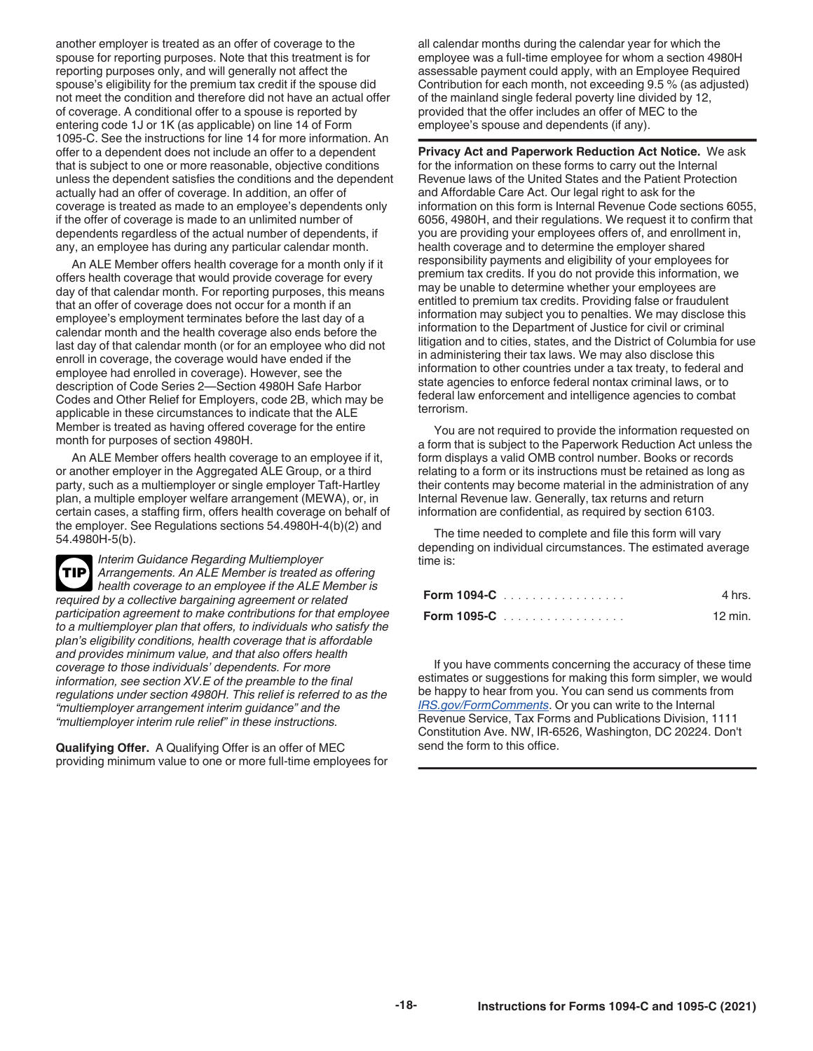another employer is treated as an offer of coverage to the spouse for reporting purposes. Note that this treatment is for reporting purposes only, and will generally not affect the spouse's eligibility for the premium tax credit if the spouse did not meet the condition and therefore did not have an actual offer of coverage. A conditional offer to a spouse is reported by entering code 1J or 1K (as applicable) on line 14 of Form 1095-C. See the instructions for line 14 for more information. An offer to a dependent does not include an offer to a dependent that is subject to one or more reasonable, objective conditions unless the dependent satisfies the conditions and the dependent actually had an offer of coverage. In addition, an offer of coverage is treated as made to an employee's dependents only if the offer of coverage is made to an unlimited number of dependents regardless of the actual number of dependents, if any, an employee has during any particular calendar month.

An ALE Member offers health coverage for a month only if it offers health coverage that would provide coverage for every day of that calendar month. For reporting purposes, this means that an offer of coverage does not occur for a month if an employee's employment terminates before the last day of a calendar month and the health coverage also ends before the last day of that calendar month (or for an employee who did not enroll in coverage, the coverage would have ended if the employee had enrolled in coverage). However, see the description of Code Series 2—Section 4980H Safe Harbor Codes and Other Relief for Employers, code 2B, which may be applicable in these circumstances to indicate that the ALE Member is treated as having offered coverage for the entire month for purposes of section 4980H.

An ALE Member offers health coverage to an employee if it, or another employer in the Aggregated ALE Group, or a third party, such as a multiemployer or single employer Taft-Hartley plan, a multiple employer welfare arrangement (MEWA), or, in certain cases, a staffing firm, offers health coverage on behalf of the employer. See Regulations sections 54.4980H-4(b)(2) and 54.4980H-5(b).

**TIP** *Interim Guidance Regarding Multiemployer Arrangements. An ALE Member is treated as offering health coverage to an employee if the ALE Member is required by a collective bargaining agreement or related participation agreement to make contributions for that employee to a multiemployer plan that offers, to individuals who satisfy the plan's eligibility conditions, health coverage that is affordable and provides minimum value, and that also offers health coverage to those individuals' dependents. For more information, see section XV.E of the preamble to the final regulations under section 4980H. This relief is referred to as the "multiemployer arrangement interim guidance" and the "multiemployer interim rule relief" in these instructions.*

**Qualifying Offer.** A Qualifying Offer is an offer of MEC providing minimum value to one or more full-time employees for all calendar months during the calendar year for which the employee was a full-time employee for whom a section 4980H assessable payment could apply, with an Employee Required Contribution for each month, not exceeding 9.5 % (as adjusted) of the mainland single federal poverty line divided by 12, provided that the offer includes an offer of MEC to the employee's spouse and dependents (if any).

**Privacy Act and Paperwork Reduction Act Notice.** We ask for the information on these forms to carry out the Internal Revenue laws of the United States and the Patient Protection and Affordable Care Act. Our legal right to ask for the information on this form is Internal Revenue Code sections 6055, 6056, 4980H, and their regulations. We request it to confirm that you are providing your employees offers of, and enrollment in, health coverage and to determine the employer shared responsibility payments and eligibility of your employees for premium tax credits. If you do not provide this information, we may be unable to determine whether your employees are entitled to premium tax credits. Providing false or fraudulent information may subject you to penalties. We may disclose this information to the Department of Justice for civil or criminal litigation and to cities, states, and the District of Columbia for use in administering their tax laws. We may also disclose this information to other countries under a tax treaty, to federal and state agencies to enforce federal nontax criminal laws, or to federal law enforcement and intelligence agencies to combat terrorism.

You are not required to provide the information requested on a form that is subject to the Paperwork Reduction Act unless the form displays a valid OMB control number. Books or records relating to a form or its instructions must be retained as long as their contents may become material in the administration of any Internal Revenue law. Generally, tax returns and return information are confidential, as required by section 6103.

The time needed to complete and file this form will vary depending on individual circumstances. The estimated average time is:

| | |
|---|---|
| **Form 1094-C** | 4 hrs. |
| **Form 1095-C** | 12 min. |

If you have comments concerning the accuracy of these time estimates or suggestions for making this form simpler, we would be happy to hear from you. You can send us comments from *IRS.gov/FormComments*. Or you can write to the Internal Revenue Service, Tax Forms and Publications Division, 1111 Constitution Ave. NW, IR-6526, Washington, DC 20224. Don't send the form to this office.